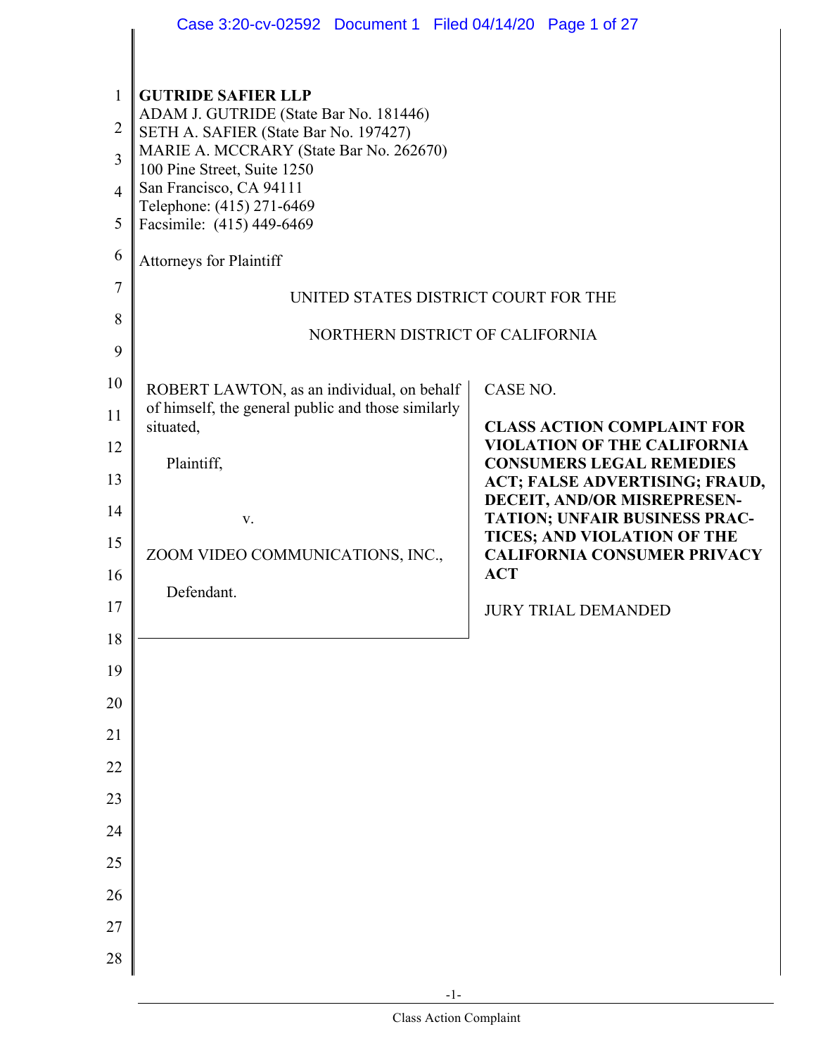**GUTRIDE SAFIER LLP**
ADAM J. GUTRIDE (State Bar No. 181446)
SETH A. SAFIER (State Bar No. 197427)
MARIE A. MCCRARY (State Bar No. 262670)
100 Pine Street, Suite 1250
San Francisco, CA 94111
Telephone: (415) 271-6469
Facsimile: (415) 449-6469

Attorneys for Plaintiff

UNITED STATES DISTRICT COURT FOR THE

NORTHERN DISTRICT OF CALIFORNIA

ROBERT LAWTON, as an individual, on behalf of himself, the general public and those similarly situated,

Plaintiff,

v.

ZOOM VIDEO COMMUNICATIONS, INC.,

Defendant.

CASE NO.

**CLASS ACTION COMPLAINT FOR VIOLATION OF THE CALIFORNIA CONSUMERS LEGAL REMEDIES ACT; FALSE ADVERTISING; FRAUD, DECEIT, AND/OR MISREPRESENTATION; UNFAIR BUSINESS PRACTICES; AND VIOLATION OF THE CALIFORNIA CONSUMER PRIVACY ACT**

JURY TRIAL DEMANDED

Class Action Complaint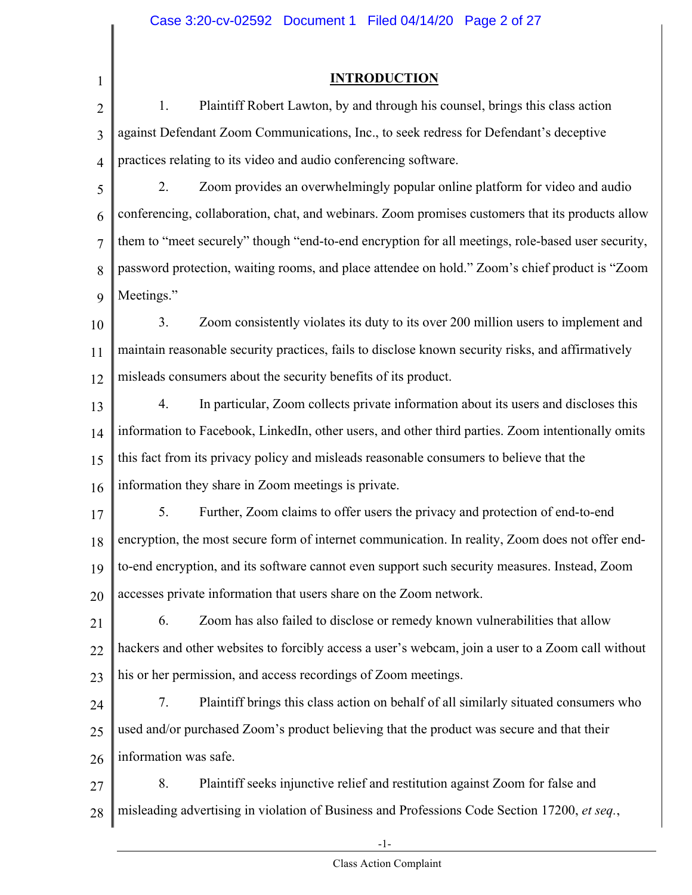## INTRODUCTION

1. Plaintiff Robert Lawton, by and through his counsel, brings this class action against Defendant Zoom Communications, Inc., to seek redress for Defendant's deceptive practices relating to its video and audio conferencing software.

2. Zoom provides an overwhelmingly popular online platform for video and audio conferencing, collaboration, chat, and webinars. Zoom promises customers that its products allow them to "meet securely" though "end-to-end encryption for all meetings, role-based user security, password protection, waiting rooms, and place attendee on hold." Zoom's chief product is "Zoom Meetings."

3. Zoom consistently violates its duty to its over 200 million users to implement and maintain reasonable security practices, fails to disclose known security risks, and affirmatively misleads consumers about the security benefits of its product.

4. In particular, Zoom collects private information about its users and discloses this information to Facebook, LinkedIn, other users, and other third parties. Zoom intentionally omits this fact from its privacy policy and misleads reasonable consumers to believe that the information they share in Zoom meetings is private.

5. Further, Zoom claims to offer users the privacy and protection of end-to-end encryption, the most secure form of internet communication. In reality, Zoom does not offer end-to-end encryption, and its software cannot even support such security measures. Instead, Zoom accesses private information that users share on the Zoom network.

6. Zoom has also failed to disclose or remedy known vulnerabilities that allow hackers and other websites to forcibly access a user's webcam, join a user to a Zoom call without his or her permission, and access recordings of Zoom meetings.

7. Plaintiff brings this class action on behalf of all similarly situated consumers who used and/or purchased Zoom's product believing that the product was secure and that their information was safe.

8. Plaintiff seeks injunctive relief and restitution against Zoom for false and misleading advertising in violation of Business and Professions Code Section 17200, *et seq.*,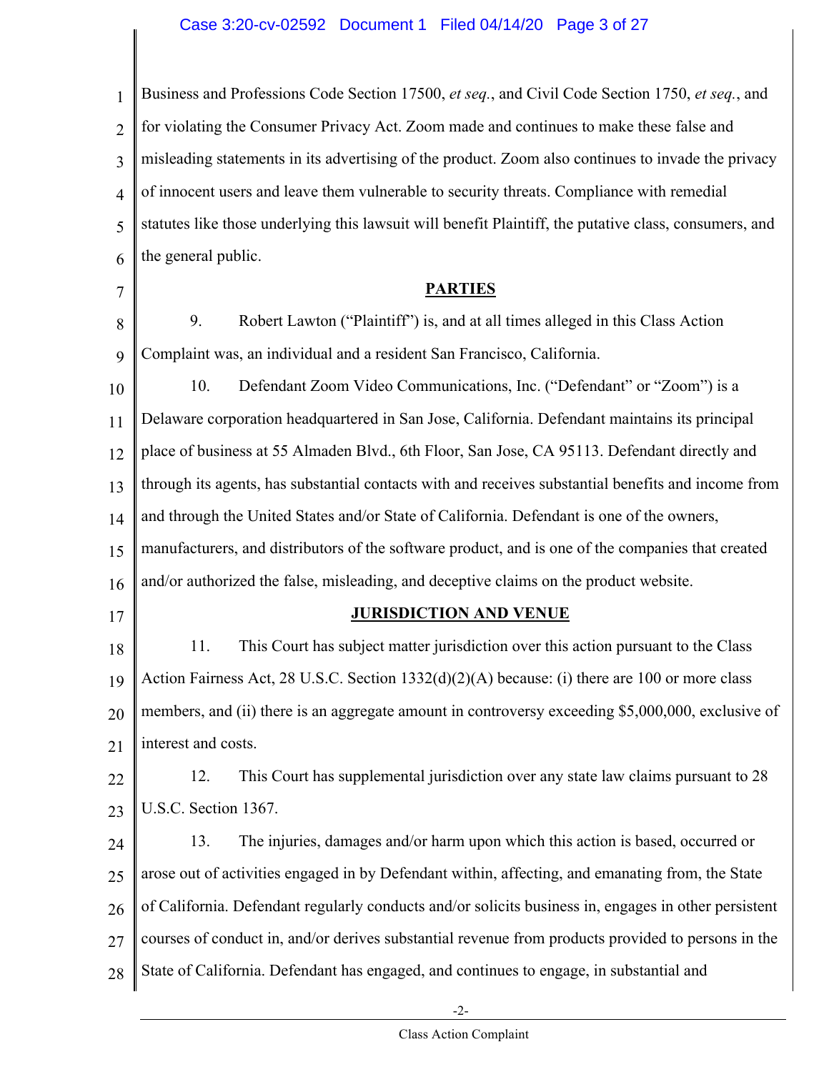Business and Professions Code Section 17500, *et seq.*, and Civil Code Section 1750, *et seq.*, and for violating the Consumer Privacy Act. Zoom made and continues to make these false and misleading statements in its advertising of the product. Zoom also continues to invade the privacy of innocent users and leave them vulnerable to security threats. Compliance with remedial statutes like those underlying this lawsuit will benefit Plaintiff, the putative class, consumers, and the general public.

## PARTIES

9. Robert Lawton ("Plaintiff") is, and at all times alleged in this Class Action Complaint was, an individual and a resident San Francisco, California.

10. Defendant Zoom Video Communications, Inc. ("Defendant" or "Zoom") is a Delaware corporation headquartered in San Jose, California. Defendant maintains its principal place of business at 55 Almaden Blvd., 6th Floor, San Jose, CA 95113. Defendant directly and through its agents, has substantial contacts with and receives substantial benefits and income from and through the United States and/or State of California. Defendant is one of the owners, manufacturers, and distributors of the software product, and is one of the companies that created and/or authorized the false, misleading, and deceptive claims on the product website.

## JURISDICTION AND VENUE

11. This Court has subject matter jurisdiction over this action pursuant to the Class Action Fairness Act, 28 U.S.C. Section 1332(d)(2)(A) because: (i) there are 100 or more class members, and (ii) there is an aggregate amount in controversy exceeding $5,000,000, exclusive of interest and costs.

12. This Court has supplemental jurisdiction over any state law claims pursuant to 28 U.S.C. Section 1367.

13. The injuries, damages and/or harm upon which this action is based, occurred or arose out of activities engaged in by Defendant within, affecting, and emanating from, the State of California. Defendant regularly conducts and/or solicits business in, engages in other persistent courses of conduct in, and/or derives substantial revenue from products provided to persons in the State of California. Defendant has engaged, and continues to engage, in substantial and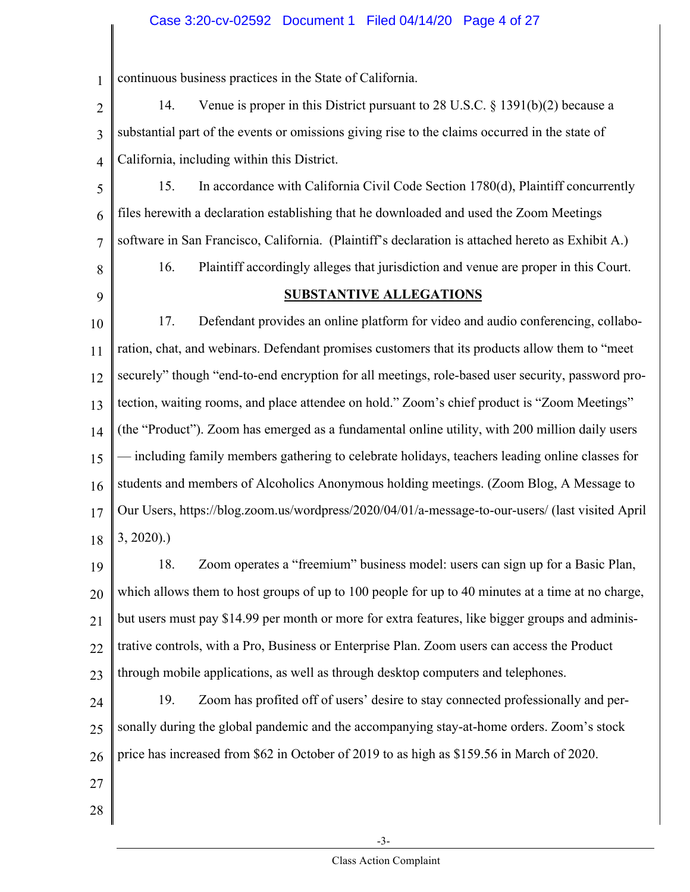continuous business practices in the State of California.

14. Venue is proper in this District pursuant to 28 U.S.C. § 1391(b)(2) because a substantial part of the events or omissions giving rise to the claims occurred in the state of California, including within this District.

15. In accordance with California Civil Code Section 1780(d), Plaintiff concurrently files herewith a declaration establishing that he downloaded and used the Zoom Meetings software in San Francisco, California. (Plaintiff's declaration is attached hereto as Exhibit A.)

16. Plaintiff accordingly alleges that jurisdiction and venue are proper in this Court.

## SUBSTANTIVE ALLEGATIONS

17. Defendant provides an online platform for video and audio conferencing, collaboration, chat, and webinars. Defendant promises customers that its products allow them to "meet securely" though "end-to-end encryption for all meetings, role-based user security, password protection, waiting rooms, and place attendee on hold." Zoom's chief product is "Zoom Meetings" (the "Product"). Zoom has emerged as a fundamental online utility, with 200 million daily users — including family members gathering to celebrate holidays, teachers leading online classes for students and members of Alcoholics Anonymous holding meetings. (Zoom Blog, A Message to Our Users, https://blog.zoom.us/wordpress/2020/04/01/a-message-to-our-users/ (last visited April 3, 2020).)

18. Zoom operates a "freemium" business model: users can sign up for a Basic Plan, which allows them to host groups of up to 100 people for up to 40 minutes at a time at no charge, but users must pay $14.99 per month or more for extra features, like bigger groups and administrative controls, with a Pro, Business or Enterprise Plan. Zoom users can access the Product through mobile applications, as well as through desktop computers and telephones.

19. Zoom has profited off of users' desire to stay connected professionally and personally during the global pandemic and the accompanying stay-at-home orders. Zoom's stock price has increased from $62 in October of 2019 to as high as $159.56 in March of 2020.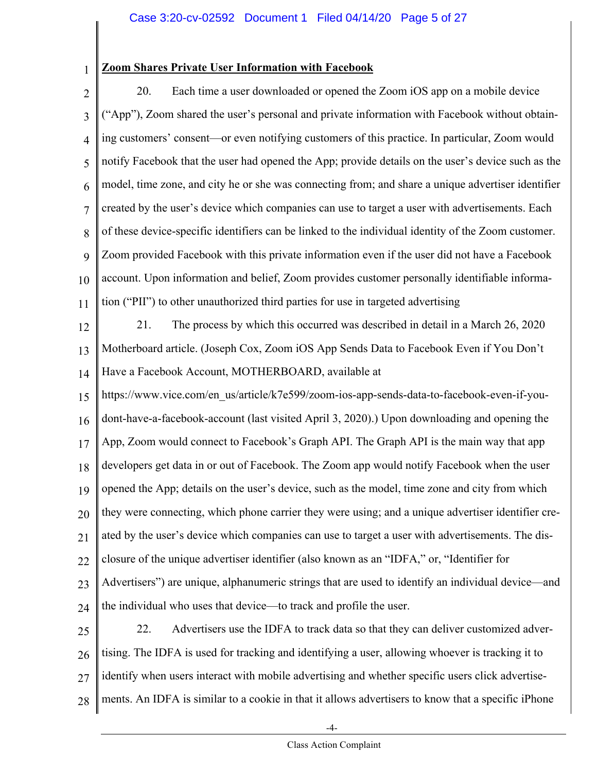**Zoom Shares Private User Information with Facebook**

20. Each time a user downloaded or opened the Zoom iOS app on a mobile device ("App"), Zoom shared the user's personal and private information with Facebook without obtaining customers' consent—or even notifying customers of this practice. In particular, Zoom would notify Facebook that the user had opened the App; provide details on the user's device such as the model, time zone, and city he or she was connecting from; and share a unique advertiser identifier created by the user's device which companies can use to target a user with advertisements. Each of these device-specific identifiers can be linked to the individual identity of the Zoom customer. Zoom provided Facebook with this private information even if the user did not have a Facebook account. Upon information and belief, Zoom provides customer personally identifiable information ("PII") to other unauthorized third parties for use in targeted advertising

21. The process by which this occurred was described in detail in a March 26, 2020 Motherboard article. (Joseph Cox, Zoom iOS App Sends Data to Facebook Even if You Don't Have a Facebook Account, MOTHERBOARD, available at https://www.vice.com/en_us/article/k7e599/zoom-ios-app-sends-data-to-facebook-even-if-you-dont-have-a-facebook-account (last visited April 3, 2020).) Upon downloading and opening the App, Zoom would connect to Facebook's Graph API. The Graph API is the main way that app developers get data in or out of Facebook. The Zoom app would notify Facebook when the user opened the App; details on the user's device, such as the model, time zone and city from which they were connecting, which phone carrier they were using; and a unique advertiser identifier created by the user's device which companies can use to target a user with advertisements. The disclosure of the unique advertiser identifier (also known as an "IDFA," or, "Identifier for Advertisers") are unique, alphanumeric strings that are used to identify an individual device—and the individual who uses that device—to track and profile the user.

22. Advertisers use the IDFA to track data so that they can deliver customized advertising. The IDFA is used for tracking and identifying a user, allowing whoever is tracking it to identify when users interact with mobile advertising and whether specific users click advertisements. An IDFA is similar to a cookie in that it allows advertisers to know that a specific iPhone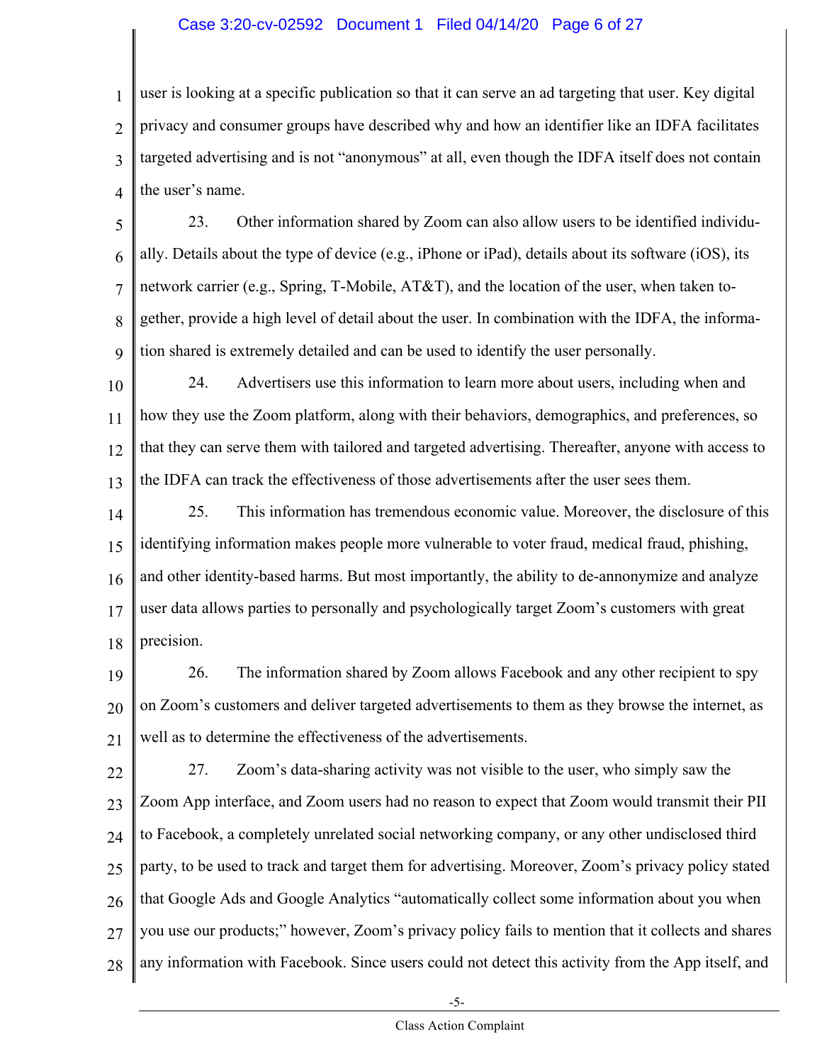user is looking at a specific publication so that it can serve an ad targeting that user. Key digital privacy and consumer groups have described why and how an identifier like an IDFA facilitates targeted advertising and is not "anonymous" at all, even though the IDFA itself does not contain the user's name.

23. Other information shared by Zoom can also allow users to be identified individually. Details about the type of device (e.g., iPhone or iPad), details about its software (iOS), its network carrier (e.g., Spring, T-Mobile, AT&T), and the location of the user, when taken together, provide a high level of detail about the user. In combination with the IDFA, the information shared is extremely detailed and can be used to identify the user personally.

24. Advertisers use this information to learn more about users, including when and how they use the Zoom platform, along with their behaviors, demographics, and preferences, so that they can serve them with tailored and targeted advertising. Thereafter, anyone with access to the IDFA can track the effectiveness of those advertisements after the user sees them.

25. This information has tremendous economic value. Moreover, the disclosure of this identifying information makes people more vulnerable to voter fraud, medical fraud, phishing, and other identity-based harms. But most importantly, the ability to de-annonymize and analyze user data allows parties to personally and psychologically target Zoom's customers with great precision.

26. The information shared by Zoom allows Facebook and any other recipient to spy on Zoom's customers and deliver targeted advertisements to them as they browse the internet, as well as to determine the effectiveness of the advertisements.

27. Zoom's data-sharing activity was not visible to the user, who simply saw the Zoom App interface, and Zoom users had no reason to expect that Zoom would transmit their PII to Facebook, a completely unrelated social networking company, or any other undisclosed third party, to be used to track and target them for advertising. Moreover, Zoom's privacy policy stated that Google Ads and Google Analytics "automatically collect some information about you when you use our products;" however, Zoom's privacy policy fails to mention that it collects and shares any information with Facebook. Since users could not detect this activity from the App itself, and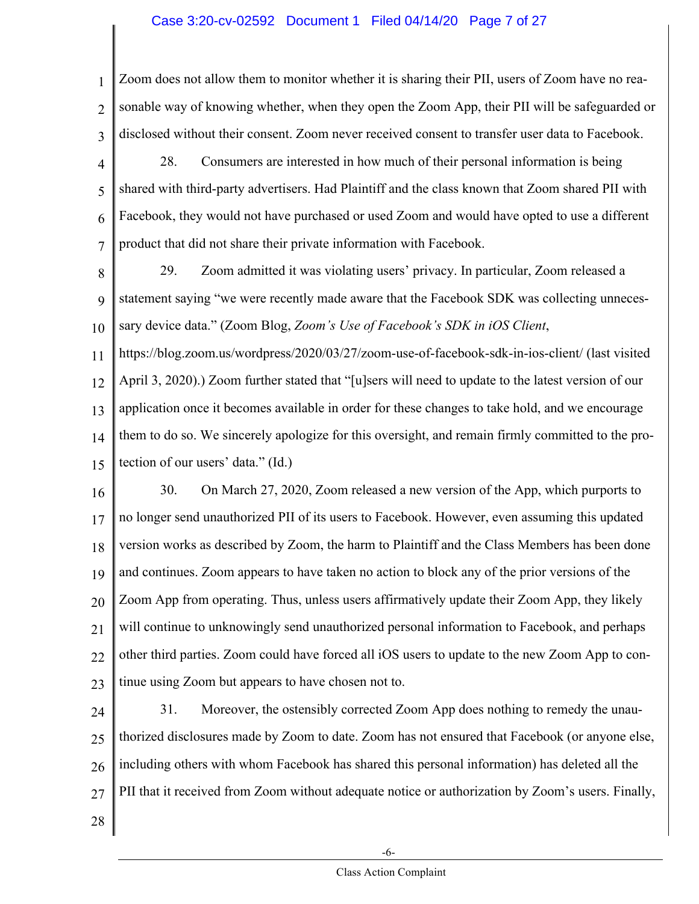Zoom does not allow them to monitor whether it is sharing their PII, users of Zoom have no reasonable way of knowing whether, when they open the Zoom App, their PII will be safeguarded or disclosed without their consent. Zoom never received consent to transfer user data to Facebook.

28. Consumers are interested in how much of their personal information is being shared with third-party advertisers. Had Plaintiff and the class known that Zoom shared PII with Facebook, they would not have purchased or used Zoom and would have opted to use a different product that did not share their private information with Facebook.

29. Zoom admitted it was violating users' privacy. In particular, Zoom released a statement saying "we were recently made aware that the Facebook SDK was collecting unnecessary device data." (Zoom Blog, *Zoom's Use of Facebook's SDK in iOS Client*, https://blog.zoom.us/wordpress/2020/03/27/zoom-use-of-facebook-sdk-in-ios-client/ (last visited April 3, 2020).) Zoom further stated that "[u]sers will need to update to the latest version of our application once it becomes available in order for these changes to take hold, and we encourage them to do so. We sincerely apologize for this oversight, and remain firmly committed to the protection of our users' data." (Id.)

30. On March 27, 2020, Zoom released a new version of the App, which purports to no longer send unauthorized PII of its users to Facebook. However, even assuming this updated version works as described by Zoom, the harm to Plaintiff and the Class Members has been done and continues. Zoom appears to have taken no action to block any of the prior versions of the Zoom App from operating. Thus, unless users affirmatively update their Zoom App, they likely will continue to unknowingly send unauthorized personal information to Facebook, and perhaps other third parties. Zoom could have forced all iOS users to update to the new Zoom App to continue using Zoom but appears to have chosen not to.

31. Moreover, the ostensibly corrected Zoom App does nothing to remedy the unauthorized disclosures made by Zoom to date. Zoom has not ensured that Facebook (or anyone else, including others with whom Facebook has shared this personal information) has deleted all the PII that it received from Zoom without adequate notice or authorization by Zoom's users. Finally,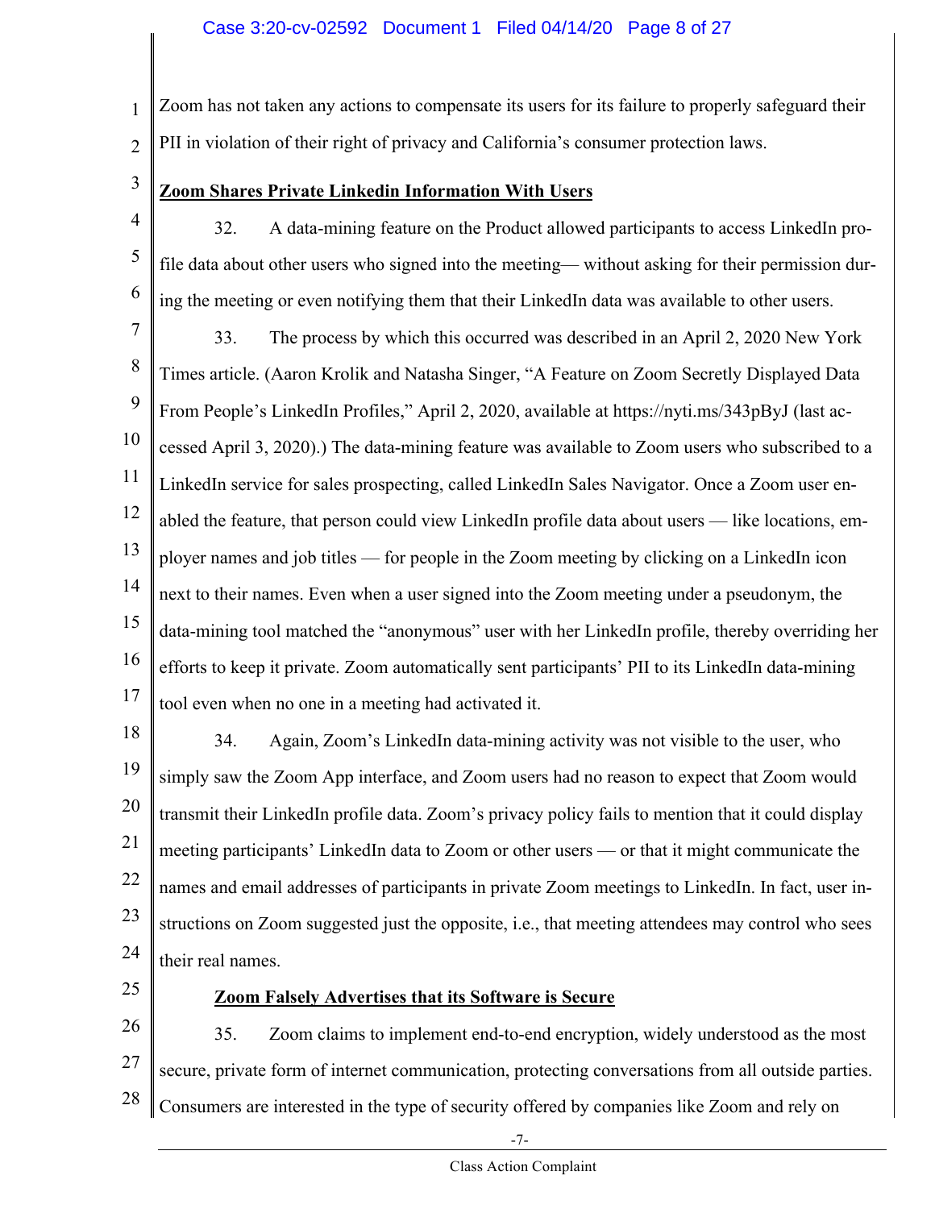Zoom has not taken any actions to compensate its users for its failure to properly safeguard their PII in violation of their right of privacy and California's consumer protection laws.

**Zoom Shares Private Linkedin Information With Users**

32. A data-mining feature on the Product allowed participants to access LinkedIn profile data about other users who signed into the meeting— without asking for their permission during the meeting or even notifying them that their LinkedIn data was available to other users.

33. The process by which this occurred was described in an April 2, 2020 New York Times article. (Aaron Krolik and Natasha Singer, "A Feature on Zoom Secretly Displayed Data From People's LinkedIn Profiles," April 2, 2020, available at https://nyti.ms/343pByJ (last accessed April 3, 2020).) The data-mining feature was available to Zoom users who subscribed to a LinkedIn service for sales prospecting, called LinkedIn Sales Navigator. Once a Zoom user enabled the feature, that person could view LinkedIn profile data about users — like locations, employer names and job titles — for people in the Zoom meeting by clicking on a LinkedIn icon next to their names. Even when a user signed into the Zoom meeting under a pseudonym, the data-mining tool matched the "anonymous" user with her LinkedIn profile, thereby overriding her efforts to keep it private. Zoom automatically sent participants' PII to its LinkedIn data-mining tool even when no one in a meeting had activated it.

34. Again, Zoom's LinkedIn data-mining activity was not visible to the user, who simply saw the Zoom App interface, and Zoom users had no reason to expect that Zoom would transmit their LinkedIn profile data. Zoom's privacy policy fails to mention that it could display meeting participants' LinkedIn data to Zoom or other users — or that it might communicate the names and email addresses of participants in private Zoom meetings to LinkedIn. In fact, user instructions on Zoom suggested just the opposite, i.e., that meeting attendees may control who sees their real names.

**Zoom Falsely Advertises that its Software is Secure**

35. Zoom claims to implement end-to-end encryption, widely understood as the most secure, private form of internet communication, protecting conversations from all outside parties. Consumers are interested in the type of security offered by companies like Zoom and rely on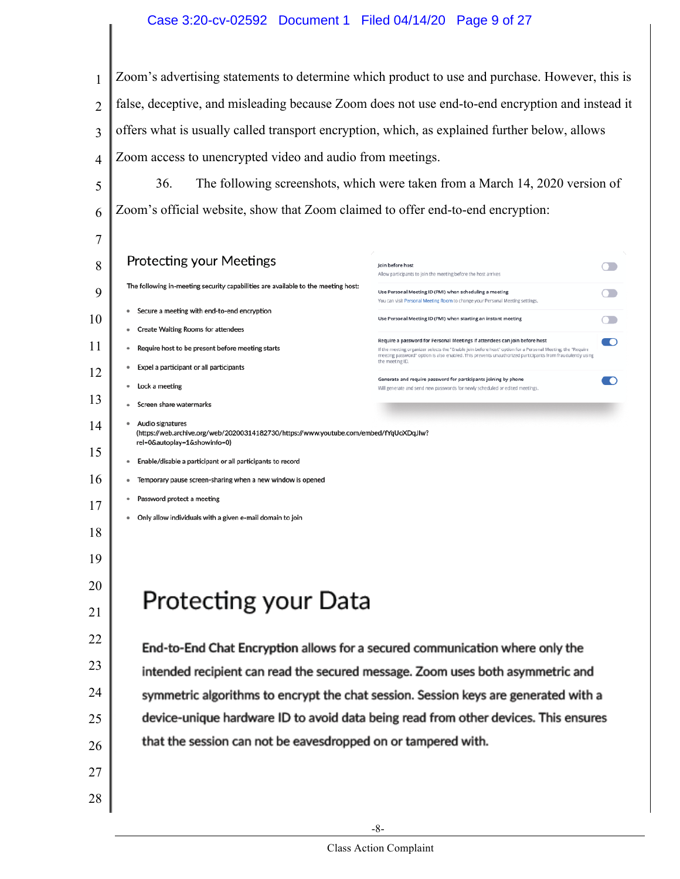Zoom's advertising statements to determine which product to use and purchase. However, this is false, deceptive, and misleading because Zoom does not use end-to-end encryption and instead it offers what is usually called transport encryption, which, as explained further below, allows Zoom access to unencrypted video and audio from meetings.

36. The following screenshots, which were taken from a March 14, 2020 version of Zoom's official website, show that Zoom claimed to offer end-to-end encryption:

## Protecting your Meetings

The following in-meeting security capabilities are available to the meeting host:

- Secure a meeting with end-to-end encryption
- Create Waiting Rooms for attendees
- Require host to be present before meeting starts
- Expel a participant or all participants
- Lock a meeting
- Screen share watermarks
- Audio signatures (https://web.archive.org/web/20200314182730/https://www.youtube.com/embed/fYqUoXDqJlw?rel=0&autoplay=1&showinfo=0)
- Enable/disable a participant or all participants to record
- Temporary pause screen-sharing when a new window is opened
- Password protect a meeting
- Only allow individuals with a given e-mail domain to join

**Join before host**
Allow participants to join the meeting before the host arrives

**Use Personal Meeting ID (PMI) when scheduling a meeting**
You can visit Personal Meeting Room to change your Personal Meeting settings.

**Use Personal Meeting ID (PMI) when starting an instant meeting**

**Require a password for Personal Meetings if attendees can join before host**
If the meeting organizer selects the "Enable join before host" option for a Personal Meeting, the "Require meeting password" option is also enabled. This prevents unauthorized participants from fraudulently using the meeting ID.

**Generate and require password for participants joining by phone**
Will generate and send new passwords for newly scheduled or edited meetings.

## Protecting your Data

End-to-End Chat Encryption allows for a secured communication where only the intended recipient can read the secured message. Zoom uses both asymmetric and symmetric algorithms to encrypt the chat session. Session keys are generated with a device-unique hardware ID to avoid data being read from other devices. This ensures that the session can not be eavesdropped on or tampered with.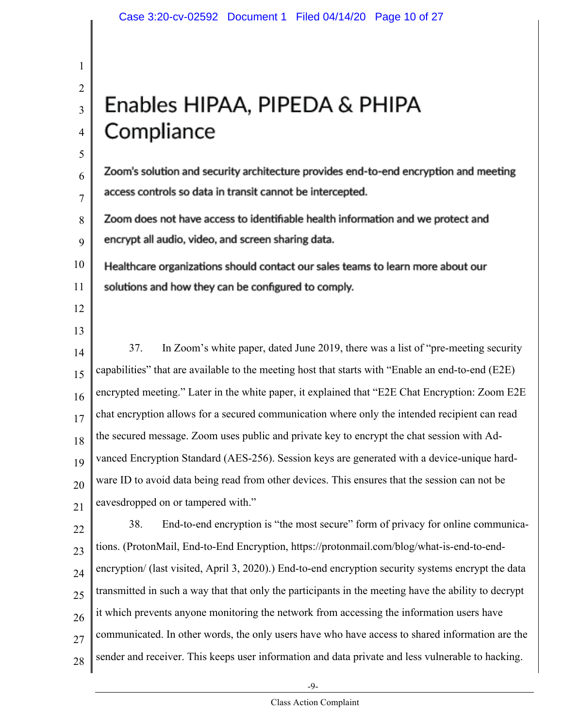# Enables HIPAA, PIPEDA & PHIPA Compliance

Zoom's solution and security architecture provides end-to-end encryption and meeting access controls so data in transit cannot be intercepted.

Zoom does not have access to identifiable health information and we protect and encrypt all audio, video, and screen sharing data.

Healthcare organizations should contact our sales teams to learn more about our solutions and how they can be configured to comply.

37. In Zoom's white paper, dated June 2019, there was a list of "pre-meeting security capabilities" that are available to the meeting host that starts with "Enable an end-to-end (E2E) encrypted meeting." Later in the white paper, it explained that "E2E Chat Encryption: Zoom E2E chat encryption allows for a secured communication where only the intended recipient can read the secured message. Zoom uses public and private key to encrypt the chat session with Advanced Encryption Standard (AES-256). Session keys are generated with a device-unique hardware ID to avoid data being read from other devices. This ensures that the session can not be eavesdropped on or tampered with."

38. End-to-end encryption is "the most secure" form of privacy for online communications. (ProtonMail, End-to-End Encryption, https://protonmail.com/blog/what-is-end-to-end-encryption/ (last visited, April 3, 2020).) End-to-end encryption security systems encrypt the data transmitted in such a way that that only the participants in the meeting have the ability to decrypt it which prevents anyone monitoring the network from accessing the information users have communicated. In other words, the only users have who have access to shared information are the sender and receiver. This keeps user information and data private and less vulnerable to hacking.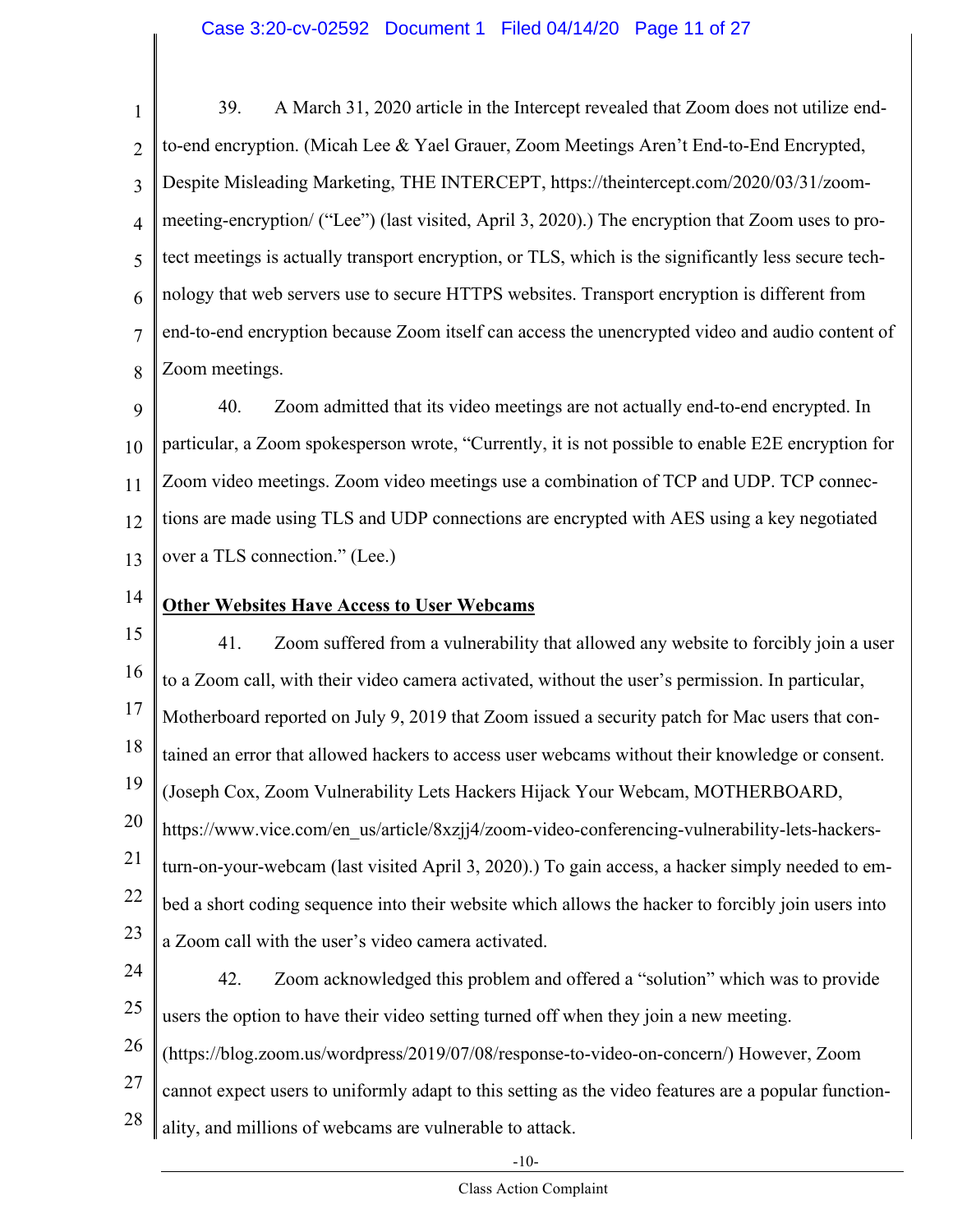39. A March 31, 2020 article in the Intercept revealed that Zoom does not utilize end-to-end encryption. (Micah Lee & Yael Grauer, Zoom Meetings Aren't End-to-End Encrypted, Despite Misleading Marketing, THE INTERCEPT, https://theintercept.com/2020/03/31/zoom-meeting-encryption/ ("Lee") (last visited, April 3, 2020).) The encryption that Zoom uses to protect meetings is actually transport encryption, or TLS, which is the significantly less secure technology that web servers use to secure HTTPS websites. Transport encryption is different from end-to-end encryption because Zoom itself can access the unencrypted video and audio content of Zoom meetings.

40. Zoom admitted that its video meetings are not actually end-to-end encrypted. In particular, a Zoom spokesperson wrote, "Currently, it is not possible to enable E2E encryption for Zoom video meetings. Zoom video meetings use a combination of TCP and UDP. TCP connections are made using TLS and UDP connections are encrypted with AES using a key negotiated over a TLS connection." (Lee.)

**Other Websites Have Access to User Webcams**

41. Zoom suffered from a vulnerability that allowed any website to forcibly join a user to a Zoom call, with their video camera activated, without the user's permission. In particular, Motherboard reported on July 9, 2019 that Zoom issued a security patch for Mac users that contained an error that allowed hackers to access user webcams without their knowledge or consent. (Joseph Cox, Zoom Vulnerability Lets Hackers Hijack Your Webcam, MOTHERBOARD, https://www.vice.com/en_us/article/8xzjj4/zoom-video-conferencing-vulnerability-lets-hackers-turn-on-your-webcam (last visited April 3, 2020).) To gain access, a hacker simply needed to embed a short coding sequence into their website which allows the hacker to forcibly join users into a Zoom call with the user's video camera activated.

42. Zoom acknowledged this problem and offered a "solution" which was to provide users the option to have their video setting turned off when they join a new meeting. (https://blog.zoom.us/wordpress/2019/07/08/response-to-video-on-concern/) However, Zoom cannot expect users to uniformly adapt to this setting as the video features are a popular functionality, and millions of webcams are vulnerable to attack.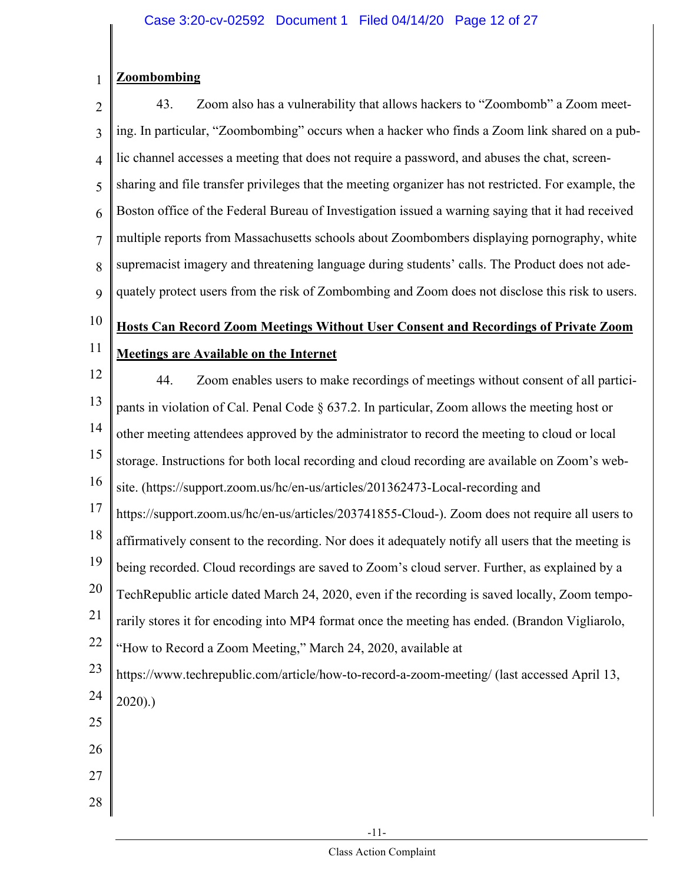**Zoombombing**

43. Zoom also has a vulnerability that allows hackers to "Zoombomb" a Zoom meeting. In particular, "Zoombombing" occurs when a hacker who finds a Zoom link shared on a public channel accesses a meeting that does not require a password, and abuses the chat, screen-sharing and file transfer privileges that the meeting organizer has not restricted. For example, the Boston office of the Federal Bureau of Investigation issued a warning saying that it had received multiple reports from Massachusetts schools about Zoombombers displaying pornography, white supremacist imagery and threatening language during students' calls. The Product does not adequately protect users from the risk of Zombombing and Zoom does not disclose this risk to users.

**Hosts Can Record Zoom Meetings Without User Consent and Recordings of Private Zoom Meetings are Available on the Internet**

44. Zoom enables users to make recordings of meetings without consent of all participants in violation of Cal. Penal Code § 637.2. In particular, Zoom allows the meeting host or other meeting attendees approved by the administrator to record the meeting to cloud or local storage. Instructions for both local recording and cloud recording are available on Zoom's website. (https://support.zoom.us/hc/en-us/articles/201362473-Local-recording and https://support.zoom.us/hc/en-us/articles/203741855-Cloud-). Zoom does not require all users to affirmatively consent to the recording. Nor does it adequately notify all users that the meeting is being recorded. Cloud recordings are saved to Zoom's cloud server. Further, as explained by a TechRepublic article dated March 24, 2020, even if the recording is saved locally, Zoom temporarily stores it for encoding into MP4 format once the meeting has ended. (Brandon Vigliarolo, "How to Record a Zoom Meeting," March 24, 2020, available at https://www.techrepublic.com/article/how-to-record-a-zoom-meeting/ (last accessed April 13, 2020).)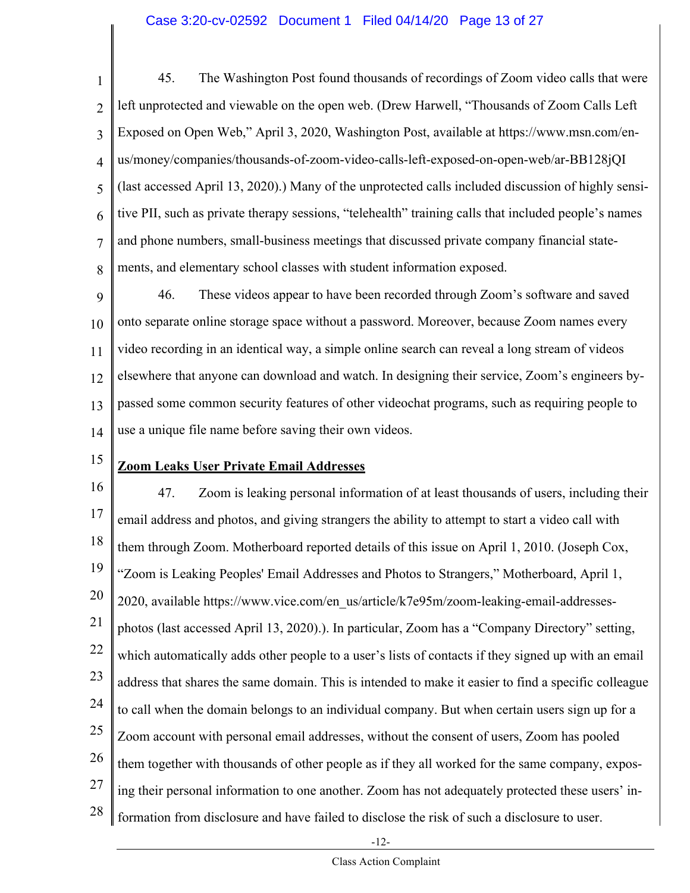45. The Washington Post found thousands of recordings of Zoom video calls that were left unprotected and viewable on the open web. (Drew Harwell, "Thousands of Zoom Calls Left Exposed on Open Web," April 3, 2020, Washington Post, available at https://www.msn.com/en-us/money/companies/thousands-of-zoom-video-calls-left-exposed-on-open-web/ar-BB128jQI (last accessed April 13, 2020).) Many of the unprotected calls included discussion of highly sensitive PII, such as private therapy sessions, "telehealth" training calls that included people's names and phone numbers, small-business meetings that discussed private company financial statements, and elementary school classes with student information exposed.

46. These videos appear to have been recorded through Zoom's software and saved onto separate online storage space without a password. Moreover, because Zoom names every video recording in an identical way, a simple online search can reveal a long stream of videos elsewhere that anyone can download and watch. In designing their service, Zoom's engineers bypassed some common security features of other videochat programs, such as requiring people to use a unique file name before saving their own videos.

**Zoom Leaks User Private Email Addresses**

47. Zoom is leaking personal information of at least thousands of users, including their email address and photos, and giving strangers the ability to attempt to start a video call with them through Zoom. Motherboard reported details of this issue on April 1, 2010. (Joseph Cox, "Zoom is Leaking Peoples' Email Addresses and Photos to Strangers," Motherboard, April 1, 2020, available https://www.vice.com/en_us/article/k7e95m/zoom-leaking-email-addresses-photos (last accessed April 13, 2020).). In particular, Zoom has a "Company Directory" setting, which automatically adds other people to a user's lists of contacts if they signed up with an email address that shares the same domain. This is intended to make it easier to find a specific colleague to call when the domain belongs to an individual company. But when certain users sign up for a Zoom account with personal email addresses, without the consent of users, Zoom has pooled them together with thousands of other people as if they all worked for the same company, exposing their personal information to one another. Zoom has not adequately protected these users' information from disclosure and have failed to disclose the risk of such a disclosure to user.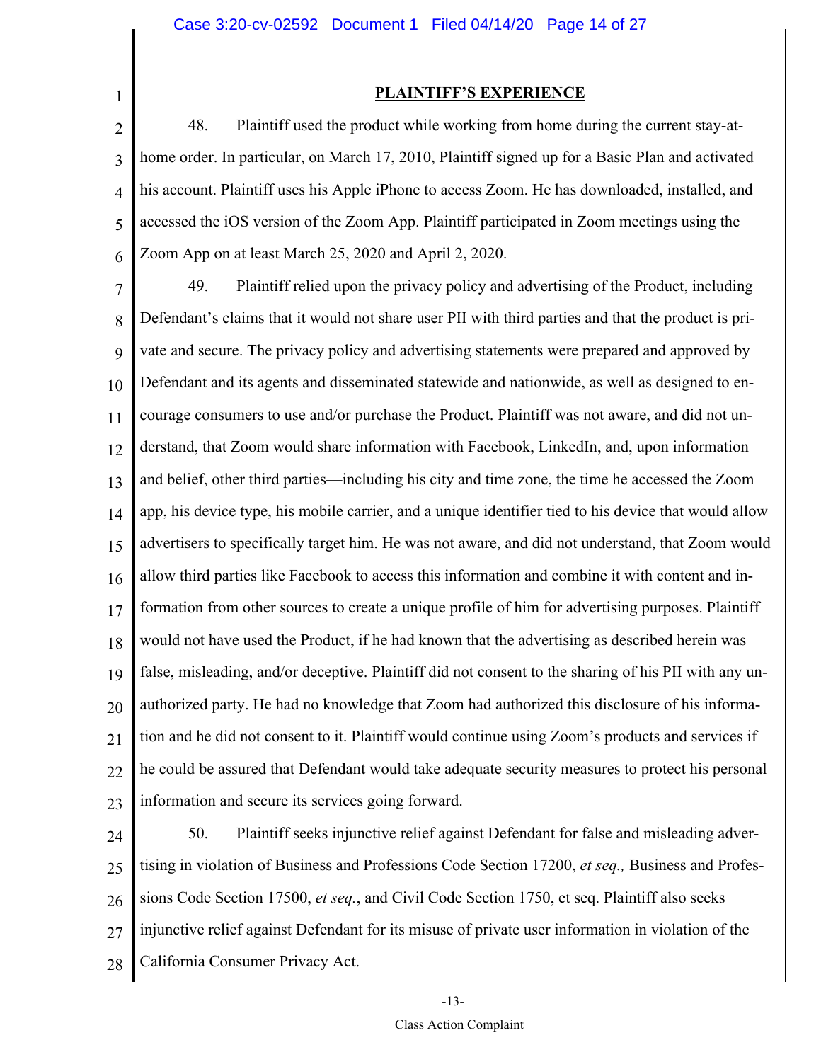## PLAINTIFF'S EXPERIENCE

48. Plaintiff used the product while working from home during the current stay-at-home order. In particular, on March 17, 2010, Plaintiff signed up for a Basic Plan and activated his account. Plaintiff uses his Apple iPhone to access Zoom. He has downloaded, installed, and accessed the iOS version of the Zoom App. Plaintiff participated in Zoom meetings using the Zoom App on at least March 25, 2020 and April 2, 2020.

49. Plaintiff relied upon the privacy policy and advertising of the Product, including Defendant's claims that it would not share user PII with third parties and that the product is private and secure. The privacy policy and advertising statements were prepared and approved by Defendant and its agents and disseminated statewide and nationwide, as well as designed to encourage consumers to use and/or purchase the Product. Plaintiff was not aware, and did not understand, that Zoom would share information with Facebook, LinkedIn, and, upon information and belief, other third parties—including his city and time zone, the time he accessed the Zoom app, his device type, his mobile carrier, and a unique identifier tied to his device that would allow advertisers to specifically target him. He was not aware, and did not understand, that Zoom would allow third parties like Facebook to access this information and combine it with content and information from other sources to create a unique profile of him for advertising purposes. Plaintiff would not have used the Product, if he had known that the advertising as described herein was false, misleading, and/or deceptive. Plaintiff did not consent to the sharing of his PII with any unauthorized party. He had no knowledge that Zoom had authorized this disclosure of his information and he did not consent to it. Plaintiff would continue using Zoom's products and services if he could be assured that Defendant would take adequate security measures to protect his personal information and secure its services going forward.

50. Plaintiff seeks injunctive relief against Defendant for false and misleading advertising in violation of Business and Professions Code Section 17200, *et seq.,* Business and Professions Code Section 17500, *et seq.*, and Civil Code Section 1750, et seq. Plaintiff also seeks injunctive relief against Defendant for its misuse of private user information in violation of the California Consumer Privacy Act.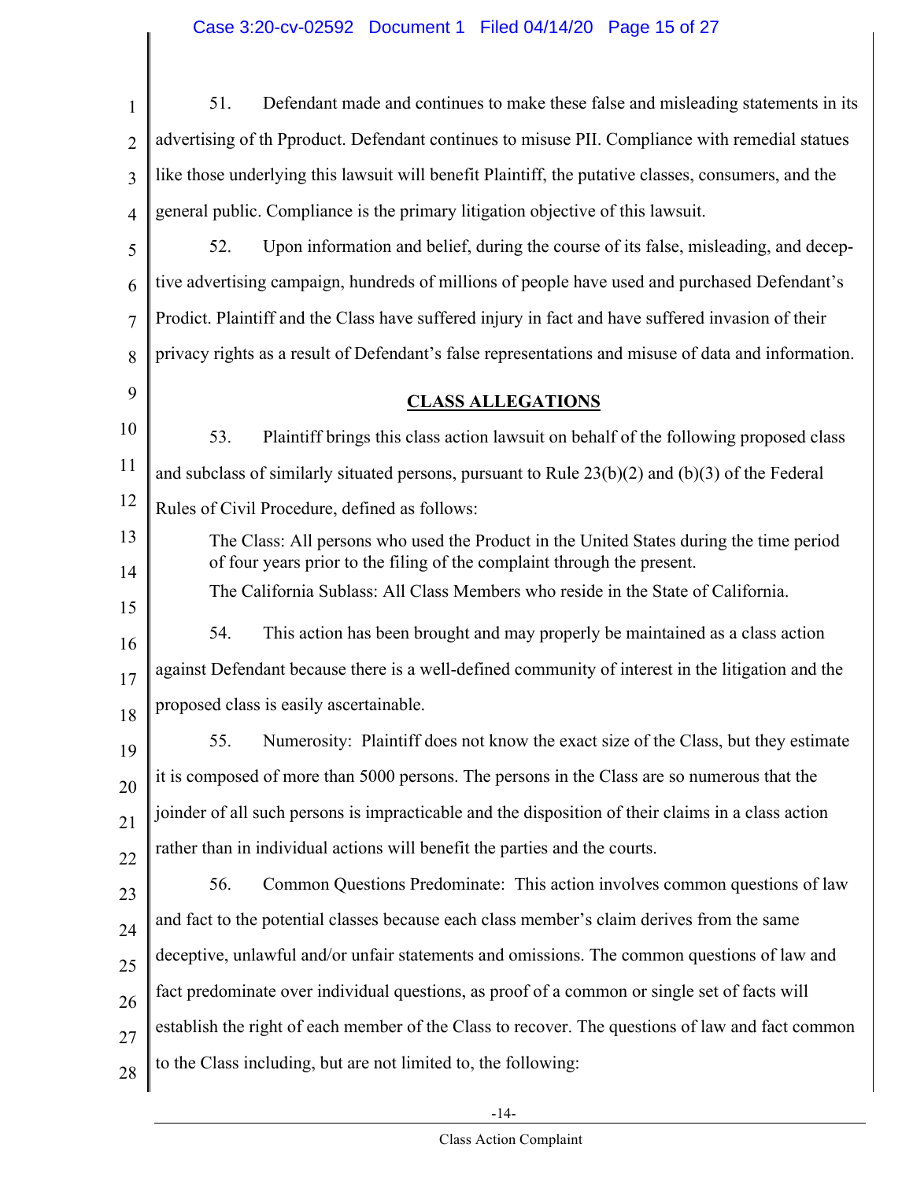51. Defendant made and continues to make these false and misleading statements in its advertising of th Pproduct. Defendant continues to misuse PII. Compliance with remedial statues like those underlying this lawsuit will benefit Plaintiff, the putative classes, consumers, and the general public. Compliance is the primary litigation objective of this lawsuit.

52. Upon information and belief, during the course of its false, misleading, and deceptive advertising campaign, hundreds of millions of people have used and purchased Defendant's Prodict. Plaintiff and the Class have suffered injury in fact and have suffered invasion of their privacy rights as a result of Defendant's false representations and misuse of data and information.

## CLASS ALLEGATIONS

53. Plaintiff brings this class action lawsuit on behalf of the following proposed class and subclass of similarly situated persons, pursuant to Rule 23(b)(2) and (b)(3) of the Federal Rules of Civil Procedure, defined as follows:

> The Class: All persons who used the Product in the United States during the time period of four years prior to the filing of the complaint through the present.
>
> The California Sublass: All Class Members who reside in the State of California.

54. This action has been brought and may properly be maintained as a class action against Defendant because there is a well-defined community of interest in the litigation and the proposed class is easily ascertainable.

55. Numerosity: Plaintiff does not know the exact size of the Class, but they estimate it is composed of more than 5000 persons. The persons in the Class are so numerous that the joinder of all such persons is impracticable and the disposition of their claims in a class action rather than in individual actions will benefit the parties and the courts.

56. Common Questions Predominate: This action involves common questions of law and fact to the potential classes because each class member's claim derives from the same deceptive, unlawful and/or unfair statements and omissions. The common questions of law and fact predominate over individual questions, as proof of a common or single set of facts will establish the right of each member of the Class to recover. The questions of law and fact common to the Class including, but are not limited to, the following: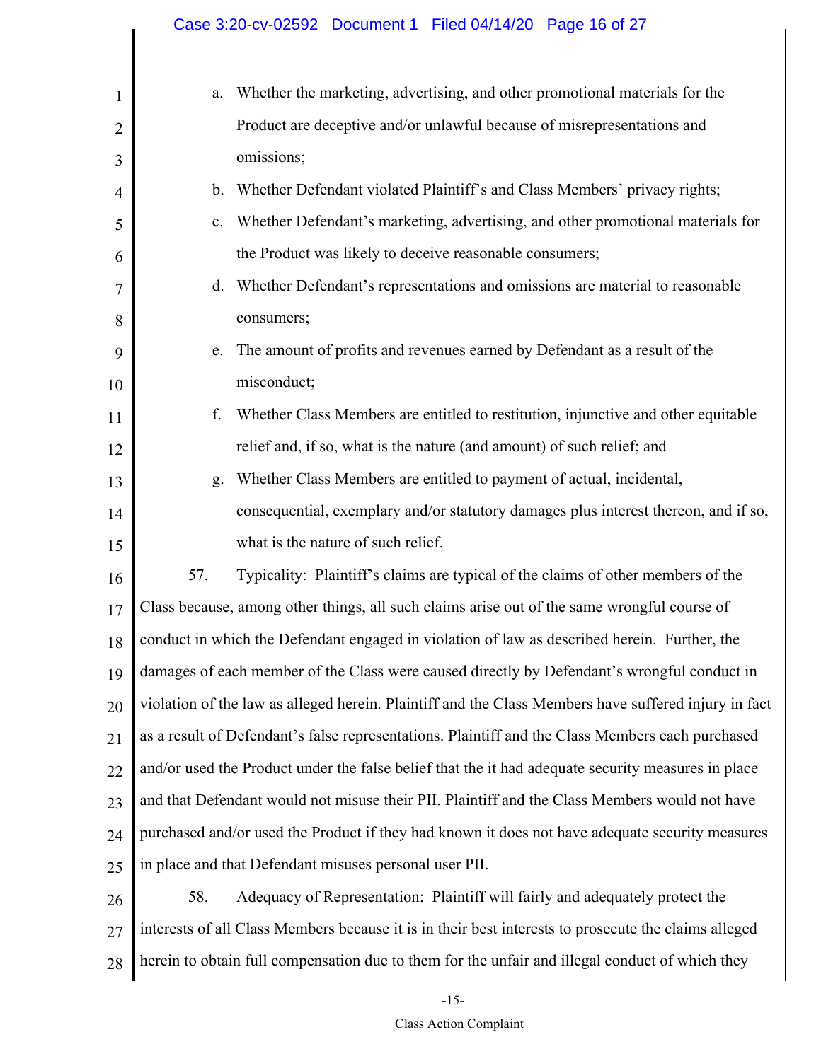a. Whether the marketing, advertising, and other promotional materials for the Product are deceptive and/or unlawful because of misrepresentations and omissions;

b. Whether Defendant violated Plaintiff's and Class Members' privacy rights;

c. Whether Defendant's marketing, advertising, and other promotional materials for the Product was likely to deceive reasonable consumers;

d. Whether Defendant's representations and omissions are material to reasonable consumers;

e. The amount of profits and revenues earned by Defendant as a result of the misconduct;

f. Whether Class Members are entitled to restitution, injunctive and other equitable relief and, if so, what is the nature (and amount) of such relief; and

g. Whether Class Members are entitled to payment of actual, incidental, consequential, exemplary and/or statutory damages plus interest thereon, and if so, what is the nature of such relief.

57. Typicality: Plaintiff's claims are typical of the claims of other members of the Class because, among other things, all such claims arise out of the same wrongful course of conduct in which the Defendant engaged in violation of law as described herein. Further, the damages of each member of the Class were caused directly by Defendant's wrongful conduct in violation of the law as alleged herein. Plaintiff and the Class Members have suffered injury in fact as a result of Defendant's false representations. Plaintiff and the Class Members each purchased and/or used the Product under the false belief that the it had adequate security measures in place and that Defendant would not misuse their PII. Plaintiff and the Class Members would not have purchased and/or used the Product if they had known it does not have adequate security measures in place and that Defendant misuses personal user PII.

58. Adequacy of Representation: Plaintiff will fairly and adequately protect the interests of all Class Members because it is in their best interests to prosecute the claims alleged herein to obtain full compensation due to them for the unfair and illegal conduct of which they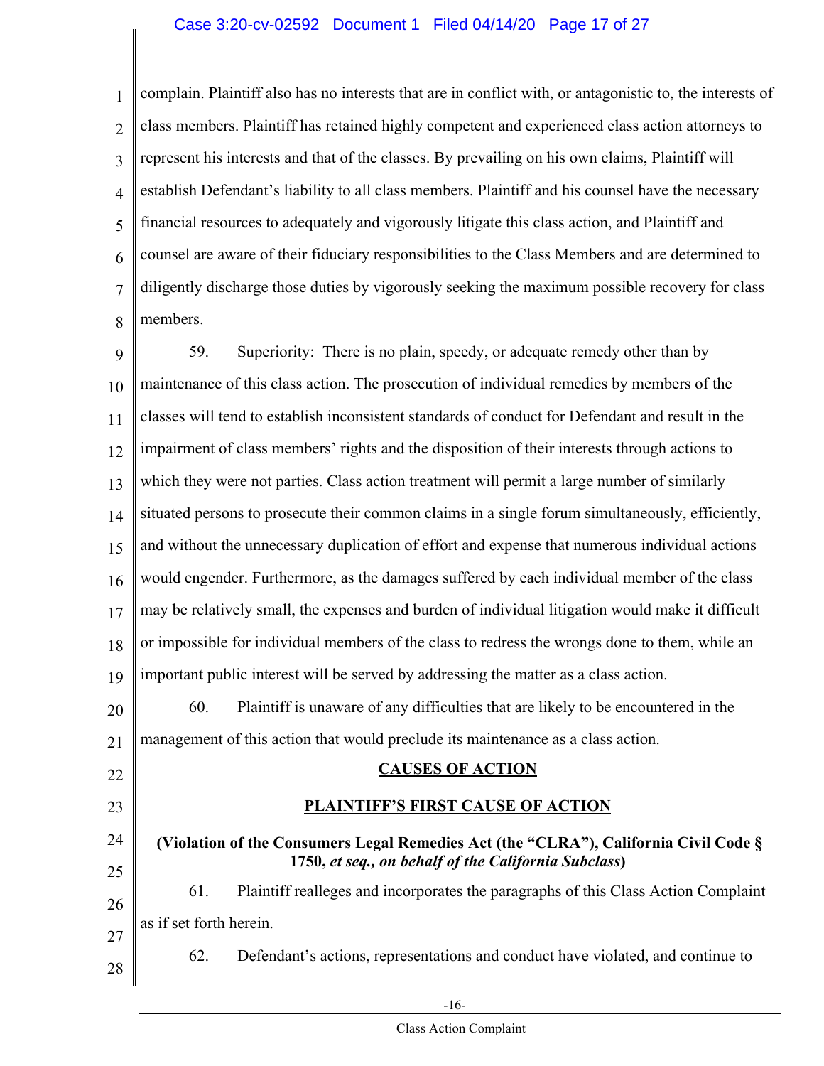complain. Plaintiff also has no interests that are in conflict with, or antagonistic to, the interests of class members. Plaintiff has retained highly competent and experienced class action attorneys to represent his interests and that of the classes. By prevailing on his own claims, Plaintiff will establish Defendant's liability to all class members. Plaintiff and his counsel have the necessary financial resources to adequately and vigorously litigate this class action, and Plaintiff and counsel are aware of their fiduciary responsibilities to the Class Members and are determined to diligently discharge those duties by vigorously seeking the maximum possible recovery for class members.

59. Superiority: There is no plain, speedy, or adequate remedy other than by maintenance of this class action. The prosecution of individual remedies by members of the classes will tend to establish inconsistent standards of conduct for Defendant and result in the impairment of class members' rights and the disposition of their interests through actions to which they were not parties. Class action treatment will permit a large number of similarly situated persons to prosecute their common claims in a single forum simultaneously, efficiently, and without the unnecessary duplication of effort and expense that numerous individual actions would engender. Furthermore, as the damages suffered by each individual member of the class may be relatively small, the expenses and burden of individual litigation would make it difficult or impossible for individual members of the class to redress the wrongs done to them, while an important public interest will be served by addressing the matter as a class action.

60. Plaintiff is unaware of any difficulties that are likely to be encountered in the management of this action that would preclude its maintenance as a class action.

## CAUSES OF ACTION

### PLAINTIFF'S FIRST CAUSE OF ACTION

**(Violation of the Consumers Legal Remedies Act (the "CLRA"), California Civil Code § 1750, *et seq., on behalf of the California Subclass*)**

61. Plaintiff realleges and incorporates the paragraphs of this Class Action Complaint as if set forth herein.

62. Defendant's actions, representations and conduct have violated, and continue to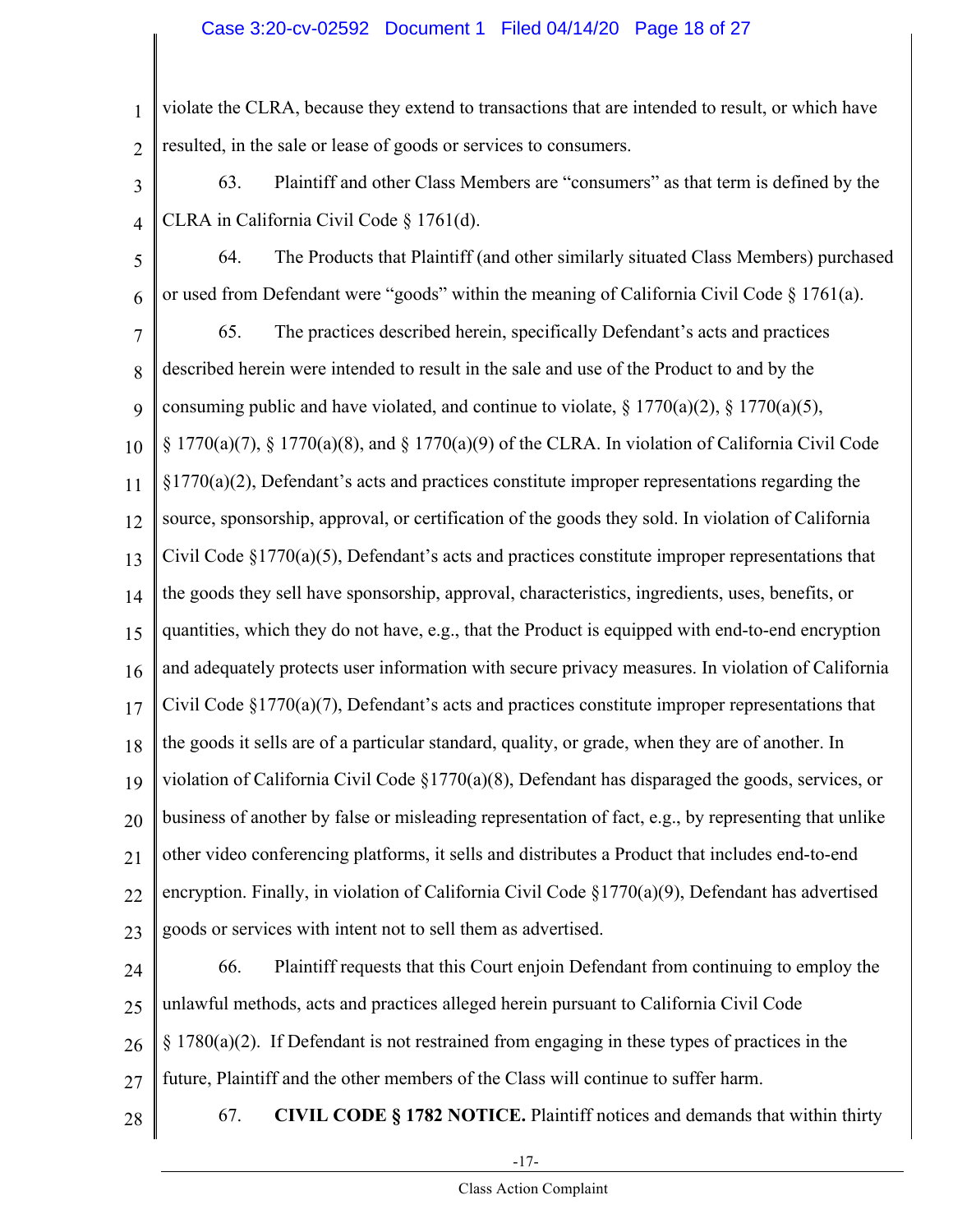violate the CLRA, because they extend to transactions that are intended to result, or which have resulted, in the sale or lease of goods or services to consumers.

63. Plaintiff and other Class Members are "consumers" as that term is defined by the CLRA in California Civil Code § 1761(d).

64. The Products that Plaintiff (and other similarly situated Class Members) purchased or used from Defendant were "goods" within the meaning of California Civil Code § 1761(a).

65. The practices described herein, specifically Defendant's acts and practices described herein were intended to result in the sale and use of the Product to and by the consuming public and have violated, and continue to violate, § 1770(a)(2), § 1770(a)(5), § 1770(a)(7), § 1770(a)(8), and § 1770(a)(9) of the CLRA. In violation of California Civil Code §1770(a)(2), Defendant's acts and practices constitute improper representations regarding the source, sponsorship, approval, or certification of the goods they sold. In violation of California Civil Code §1770(a)(5), Defendant's acts and practices constitute improper representations that the goods they sell have sponsorship, approval, characteristics, ingredients, uses, benefits, or quantities, which they do not have, e.g., that the Product is equipped with end-to-end encryption and adequately protects user information with secure privacy measures. In violation of California Civil Code §1770(a)(7), Defendant's acts and practices constitute improper representations that the goods it sells are of a particular standard, quality, or grade, when they are of another. In violation of California Civil Code §1770(a)(8), Defendant has disparaged the goods, services, or business of another by false or misleading representation of fact, e.g., by representing that unlike other video conferencing platforms, it sells and distributes a Product that includes end-to-end encryption. Finally, in violation of California Civil Code §1770(a)(9), Defendant has advertised goods or services with intent not to sell them as advertised.

66. Plaintiff requests that this Court enjoin Defendant from continuing to employ the unlawful methods, acts and practices alleged herein pursuant to California Civil Code § 1780(a)(2). If Defendant is not restrained from engaging in these types of practices in the future, Plaintiff and the other members of the Class will continue to suffer harm.

67. **CIVIL CODE § 1782 NOTICE.** Plaintiff notices and demands that within thirty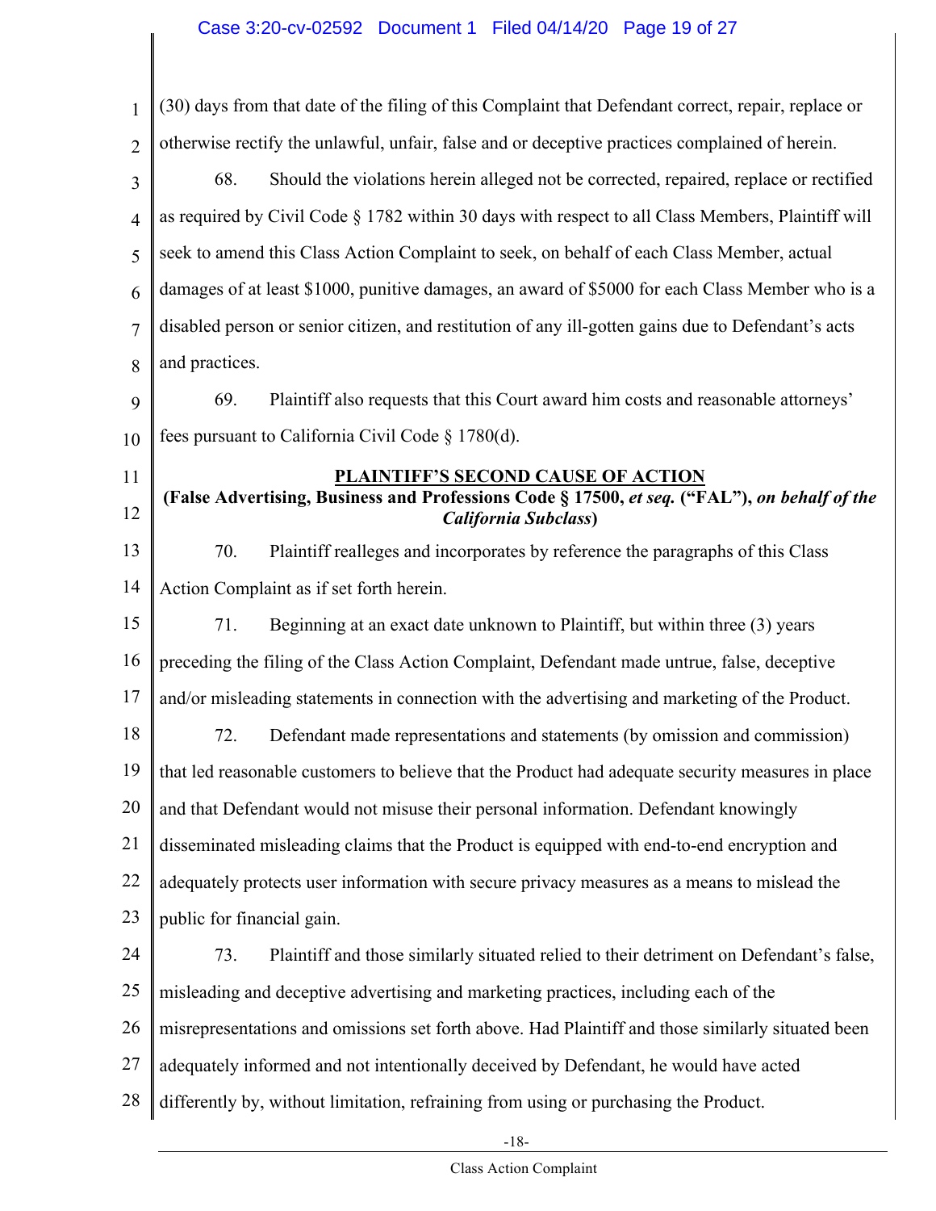(30) days from that date of the filing of this Complaint that Defendant correct, repair, replace or otherwise rectify the unlawful, unfair, false and or deceptive practices complained of herein.

68. Should the violations herein alleged not be corrected, repaired, replace or rectified as required by Civil Code § 1782 within 30 days with respect to all Class Members, Plaintiff will seek to amend this Class Action Complaint to seek, on behalf of each Class Member, actual damages of at least $1000, punitive damages, an award of $5000 for each Class Member who is a disabled person or senior citizen, and restitution of any ill-gotten gains due to Defendant's acts and practices.

69. Plaintiff also requests that this Court award him costs and reasonable attorneys' fees pursuant to California Civil Code § 1780(d).

## PLAINTIFF'S SECOND CAUSE OF ACTION

**(False Advertising, Business and Professions Code § 17500, *et seq.* ("FAL"), *on behalf of the California Subclass*)**

70. Plaintiff realleges and incorporates by reference the paragraphs of this Class Action Complaint as if set forth herein.

71. Beginning at an exact date unknown to Plaintiff, but within three (3) years preceding the filing of the Class Action Complaint, Defendant made untrue, false, deceptive and/or misleading statements in connection with the advertising and marketing of the Product.

72. Defendant made representations and statements (by omission and commission) that led reasonable customers to believe that the Product had adequate security measures in place and that Defendant would not misuse their personal information. Defendant knowingly disseminated misleading claims that the Product is equipped with end-to-end encryption and adequately protects user information with secure privacy measures as a means to mislead the public for financial gain.

73. Plaintiff and those similarly situated relied to their detriment on Defendant's false, misleading and deceptive advertising and marketing practices, including each of the misrepresentations and omissions set forth above. Had Plaintiff and those similarly situated been adequately informed and not intentionally deceived by Defendant, he would have acted differently by, without limitation, refraining from using or purchasing the Product.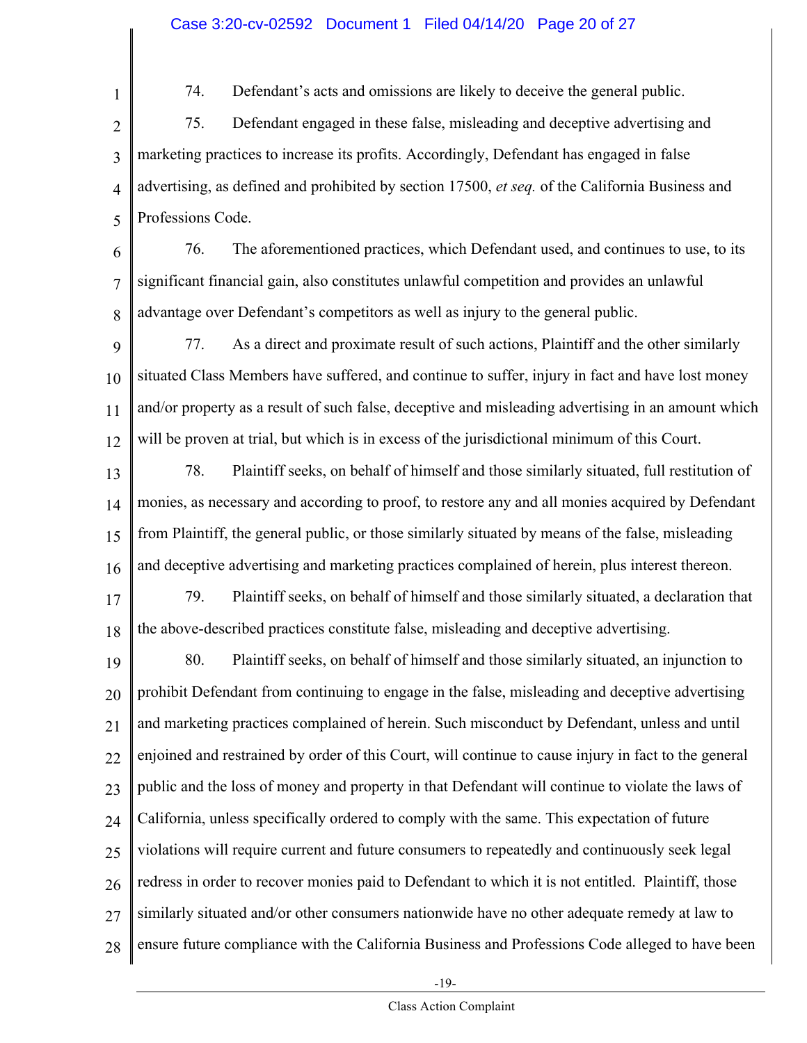74. Defendant's acts and omissions are likely to deceive the general public.

75. Defendant engaged in these false, misleading and deceptive advertising and marketing practices to increase its profits. Accordingly, Defendant has engaged in false advertising, as defined and prohibited by section 17500, *et seq.* of the California Business and Professions Code.

76. The aforementioned practices, which Defendant used, and continues to use, to its significant financial gain, also constitutes unlawful competition and provides an unlawful advantage over Defendant's competitors as well as injury to the general public.

77. As a direct and proximate result of such actions, Plaintiff and the other similarly situated Class Members have suffered, and continue to suffer, injury in fact and have lost money and/or property as a result of such false, deceptive and misleading advertising in an amount which will be proven at trial, but which is in excess of the jurisdictional minimum of this Court.

78. Plaintiff seeks, on behalf of himself and those similarly situated, full restitution of monies, as necessary and according to proof, to restore any and all monies acquired by Defendant from Plaintiff, the general public, or those similarly situated by means of the false, misleading and deceptive advertising and marketing practices complained of herein, plus interest thereon.

79. Plaintiff seeks, on behalf of himself and those similarly situated, a declaration that the above-described practices constitute false, misleading and deceptive advertising.

80. Plaintiff seeks, on behalf of himself and those similarly situated, an injunction to prohibit Defendant from continuing to engage in the false, misleading and deceptive advertising and marketing practices complained of herein. Such misconduct by Defendant, unless and until enjoined and restrained by order of this Court, will continue to cause injury in fact to the general public and the loss of money and property in that Defendant will continue to violate the laws of California, unless specifically ordered to comply with the same. This expectation of future violations will require current and future consumers to repeatedly and continuously seek legal redress in order to recover monies paid to Defendant to which it is not entitled. Plaintiff, those similarly situated and/or other consumers nationwide have no other adequate remedy at law to ensure future compliance with the California Business and Professions Code alleged to have been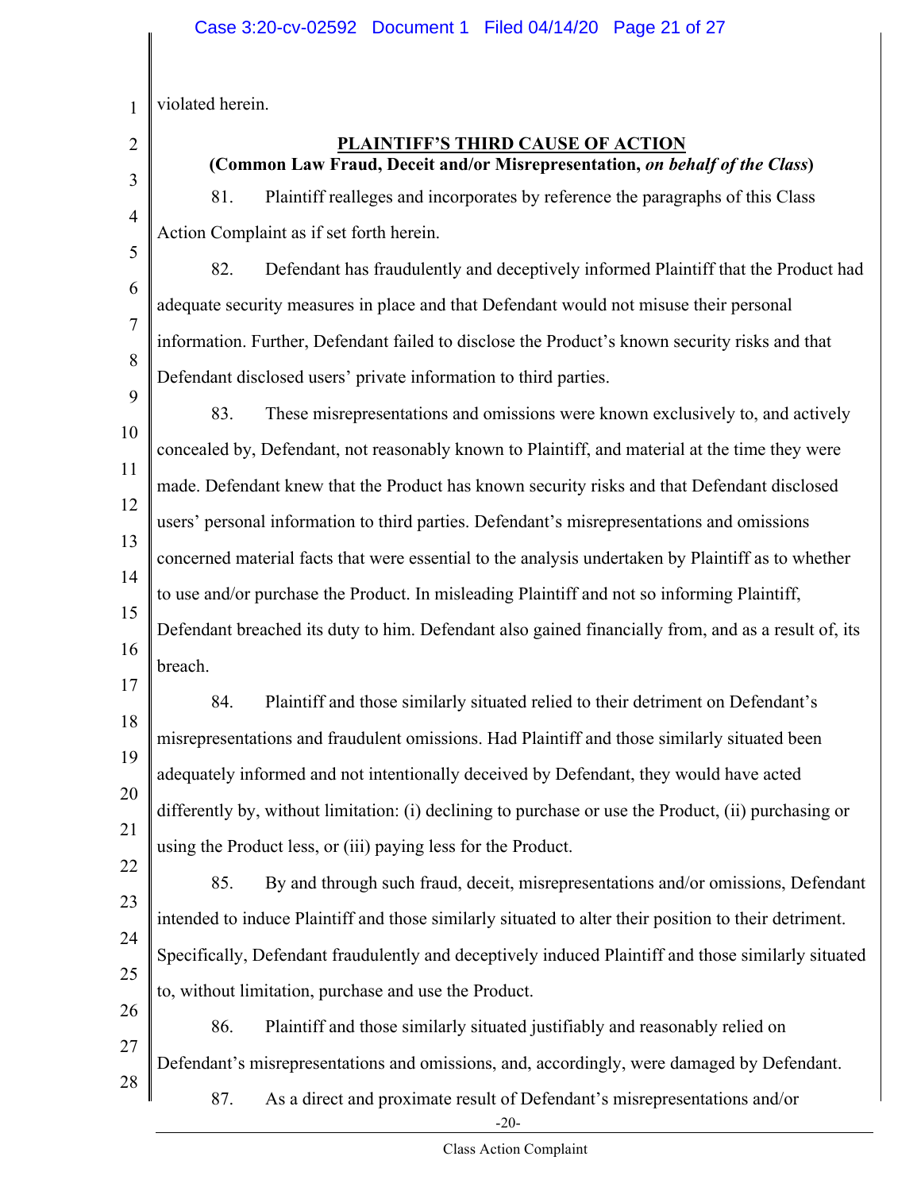violated herein.

**PLAINTIFF'S THIRD CAUSE OF ACTION**

**(Common Law Fraud, Deceit and/or Misrepresentation, *on behalf of the Class*)**

81. Plaintiff realleges and incorporates by reference the paragraphs of this Class Action Complaint as if set forth herein.

82. Defendant has fraudulently and deceptively informed Plaintiff that the Product had adequate security measures in place and that Defendant would not misuse their personal information. Further, Defendant failed to disclose the Product's known security risks and that Defendant disclosed users' private information to third parties.

83. These misrepresentations and omissions were known exclusively to, and actively concealed by, Defendant, not reasonably known to Plaintiff, and material at the time they were made. Defendant knew that the Product has known security risks and that Defendant disclosed users' personal information to third parties. Defendant's misrepresentations and omissions concerned material facts that were essential to the analysis undertaken by Plaintiff as to whether to use and/or purchase the Product. In misleading Plaintiff and not so informing Plaintiff, Defendant breached its duty to him. Defendant also gained financially from, and as a result of, its breach.

84. Plaintiff and those similarly situated relied to their detriment on Defendant's misrepresentations and fraudulent omissions. Had Plaintiff and those similarly situated been adequately informed and not intentionally deceived by Defendant, they would have acted differently by, without limitation: (i) declining to purchase or use the Product, (ii) purchasing or using the Product less, or (iii) paying less for the Product.

85. By and through such fraud, deceit, misrepresentations and/or omissions, Defendant intended to induce Plaintiff and those similarly situated to alter their position to their detriment. Specifically, Defendant fraudulently and deceptively induced Plaintiff and those similarly situated to, without limitation, purchase and use the Product.

86. Plaintiff and those similarly situated justifiably and reasonably relied on Defendant's misrepresentations and omissions, and, accordingly, were damaged by Defendant.

87. As a direct and proximate result of Defendant's misrepresentations and/or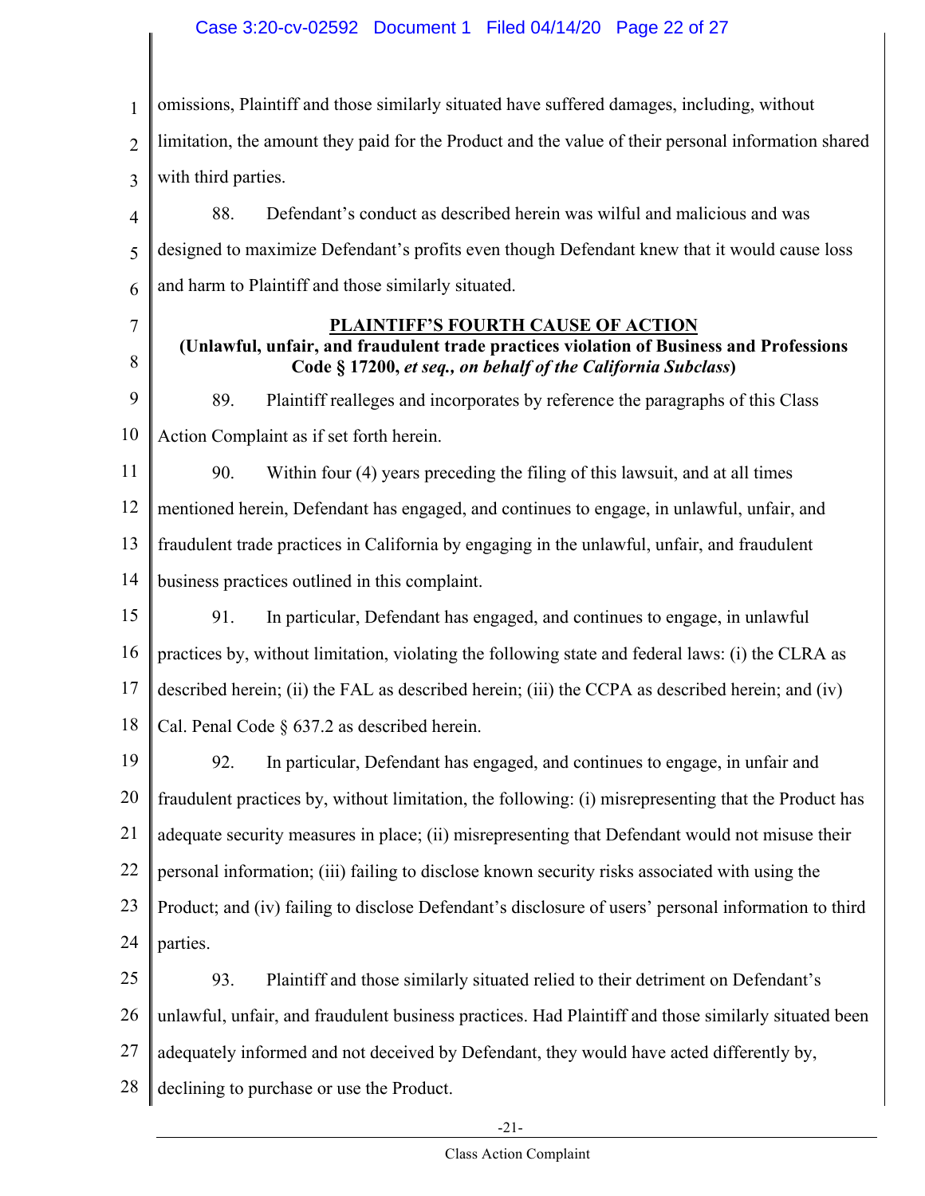omissions, Plaintiff and those similarly situated have suffered damages, including, without limitation, the amount they paid for the Product and the value of their personal information shared with third parties.

88. Defendant's conduct as described herein was wilful and malicious and was designed to maximize Defendant's profits even though Defendant knew that it would cause loss and harm to Plaintiff and those similarly situated.

## PLAINTIFF'S FOURTH CAUSE OF ACTION

**(Unlawful, unfair, and fraudulent trade practices violation of Business and Professions Code § 17200, *et seq., on behalf of the California Subclass*)**

89. Plaintiff realleges and incorporates by reference the paragraphs of this Class Action Complaint as if set forth herein.

90. Within four (4) years preceding the filing of this lawsuit, and at all times mentioned herein, Defendant has engaged, and continues to engage, in unlawful, unfair, and fraudulent trade practices in California by engaging in the unlawful, unfair, and fraudulent business practices outlined in this complaint.

91. In particular, Defendant has engaged, and continues to engage, in unlawful practices by, without limitation, violating the following state and federal laws: (i) the CLRA as described herein; (ii) the FAL as described herein; (iii) the CCPA as described herein; and (iv) Cal. Penal Code § 637.2 as described herein.

92. In particular, Defendant has engaged, and continues to engage, in unfair and fraudulent practices by, without limitation, the following: (i) misrepresenting that the Product has adequate security measures in place; (ii) misrepresenting that Defendant would not misuse their personal information; (iii) failing to disclose known security risks associated with using the Product; and (iv) failing to disclose Defendant's disclosure of users' personal information to third parties.

93. Plaintiff and those similarly situated relied to their detriment on Defendant's unlawful, unfair, and fraudulent business practices. Had Plaintiff and those similarly situated been adequately informed and not deceived by Defendant, they would have acted differently by, declining to purchase or use the Product.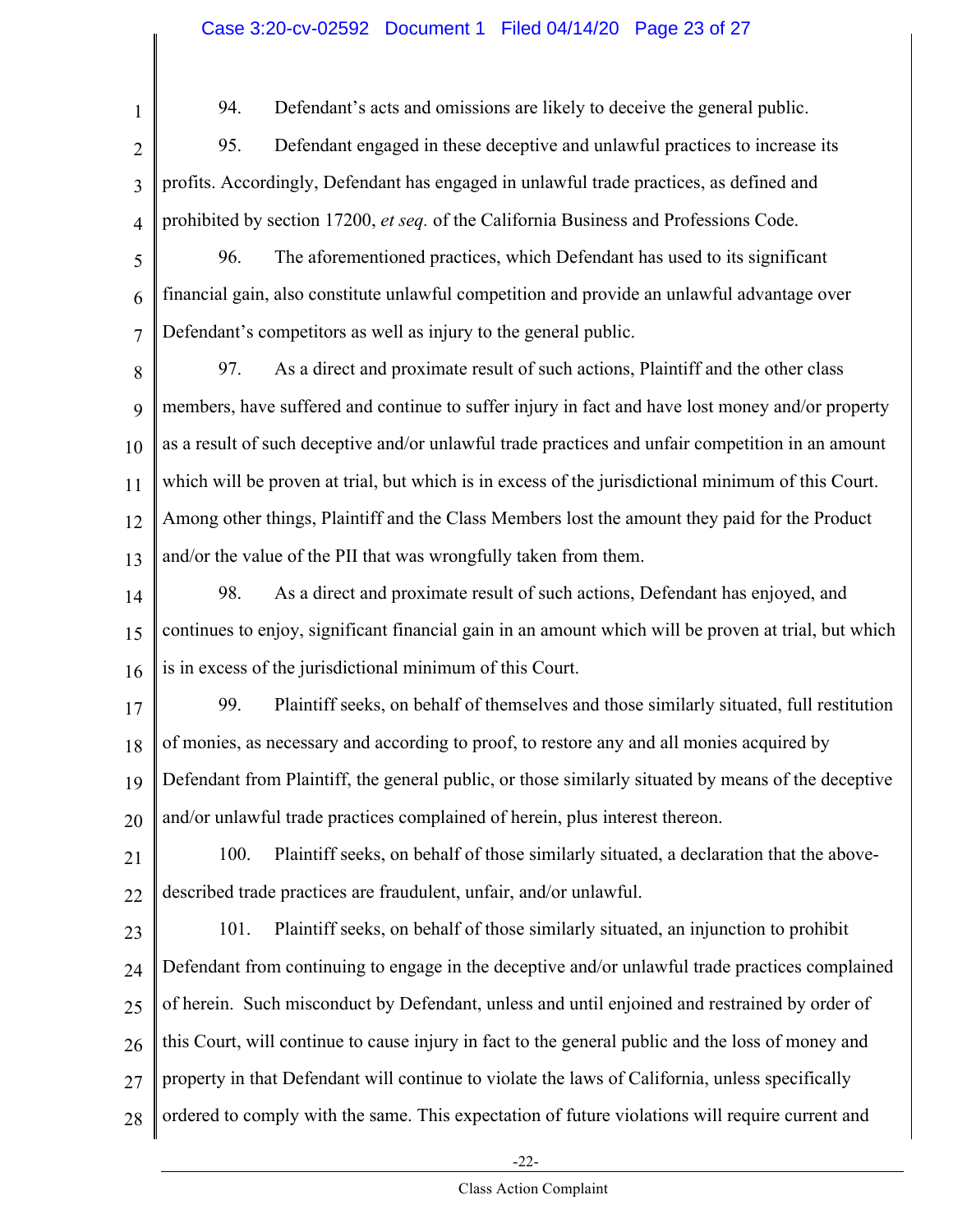94. Defendant's acts and omissions are likely to deceive the general public.

95. Defendant engaged in these deceptive and unlawful practices to increase its profits. Accordingly, Defendant has engaged in unlawful trade practices, as defined and prohibited by section 17200, *et seq.* of the California Business and Professions Code.

96. The aforementioned practices, which Defendant has used to its significant financial gain, also constitute unlawful competition and provide an unlawful advantage over Defendant's competitors as well as injury to the general public.

97. As a direct and proximate result of such actions, Plaintiff and the other class members, have suffered and continue to suffer injury in fact and have lost money and/or property as a result of such deceptive and/or unlawful trade practices and unfair competition in an amount which will be proven at trial, but which is in excess of the jurisdictional minimum of this Court. Among other things, Plaintiff and the Class Members lost the amount they paid for the Product and/or the value of the PII that was wrongfully taken from them.

98. As a direct and proximate result of such actions, Defendant has enjoyed, and continues to enjoy, significant financial gain in an amount which will be proven at trial, but which is in excess of the jurisdictional minimum of this Court.

99. Plaintiff seeks, on behalf of themselves and those similarly situated, full restitution of monies, as necessary and according to proof, to restore any and all monies acquired by Defendant from Plaintiff, the general public, or those similarly situated by means of the deceptive and/or unlawful trade practices complained of herein, plus interest thereon.

100. Plaintiff seeks, on behalf of those similarly situated, a declaration that the above-described trade practices are fraudulent, unfair, and/or unlawful.

101. Plaintiff seeks, on behalf of those similarly situated, an injunction to prohibit Defendant from continuing to engage in the deceptive and/or unlawful trade practices complained of herein. Such misconduct by Defendant, unless and until enjoined and restrained by order of this Court, will continue to cause injury in fact to the general public and the loss of money and property in that Defendant will continue to violate the laws of California, unless specifically ordered to comply with the same. This expectation of future violations will require current and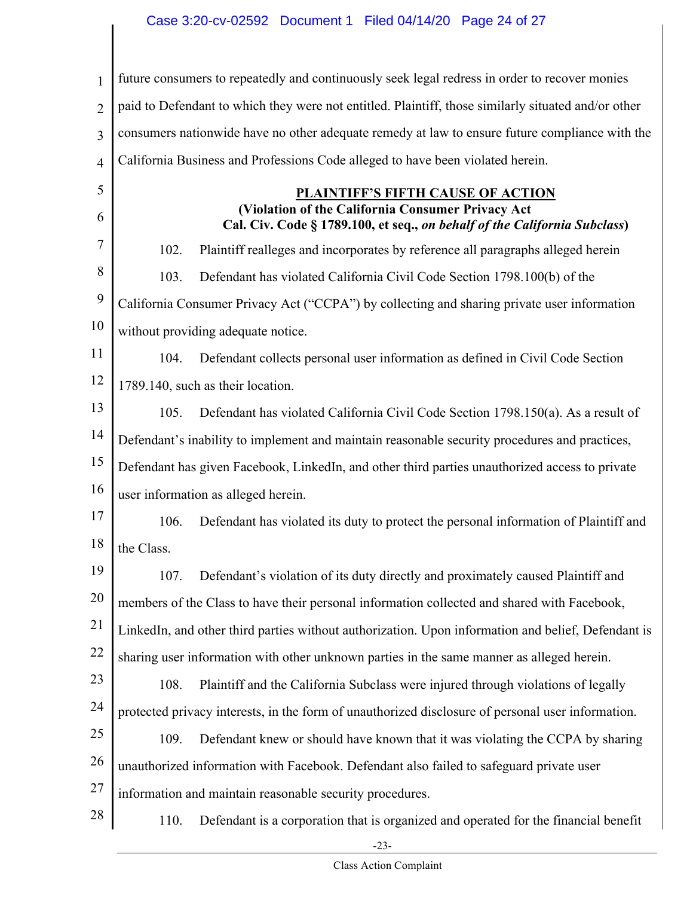future consumers to repeatedly and continuously seek legal redress in order to recover monies paid to Defendant to which they were not entitled. Plaintiff, those similarly situated and/or other consumers nationwide have no other adequate remedy at law to ensure future compliance with the California Business and Professions Code alleged to have been violated herein.

**PLAINTIFF'S FIFTH CAUSE OF ACTION**
**(Violation of the California Consumer Privacy Act**
**Cal. Civ. Code § 1789.100, et seq., *on behalf of the California Subclass*)**

102. Plaintiff realleges and incorporates by reference all paragraphs alleged herein

103. Defendant has violated California Civil Code Section 1798.100(b) of the California Consumer Privacy Act ("CCPA") by collecting and sharing private user information without providing adequate notice.

104. Defendant collects personal user information as defined in Civil Code Section 1789.140, such as their location.

105. Defendant has violated California Civil Code Section 1798.150(a). As a result of Defendant's inability to implement and maintain reasonable security procedures and practices, Defendant has given Facebook, LinkedIn, and other third parties unauthorized access to private user information as alleged herein.

106. Defendant has violated its duty to protect the personal information of Plaintiff and the Class.

107. Defendant's violation of its duty directly and proximately caused Plaintiff and members of the Class to have their personal information collected and shared with Facebook, LinkedIn, and other third parties without authorization. Upon information and belief, Defendant is sharing user information with other unknown parties in the same manner as alleged herein.

108. Plaintiff and the California Subclass were injured through violations of legally protected privacy interests, in the form of unauthorized disclosure of personal user information.

109. Defendant knew or should have known that it was violating the CCPA by sharing unauthorized information with Facebook. Defendant also failed to safeguard private user information and maintain reasonable security procedures.

110. Defendant is a corporation that is organized and operated for the financial benefit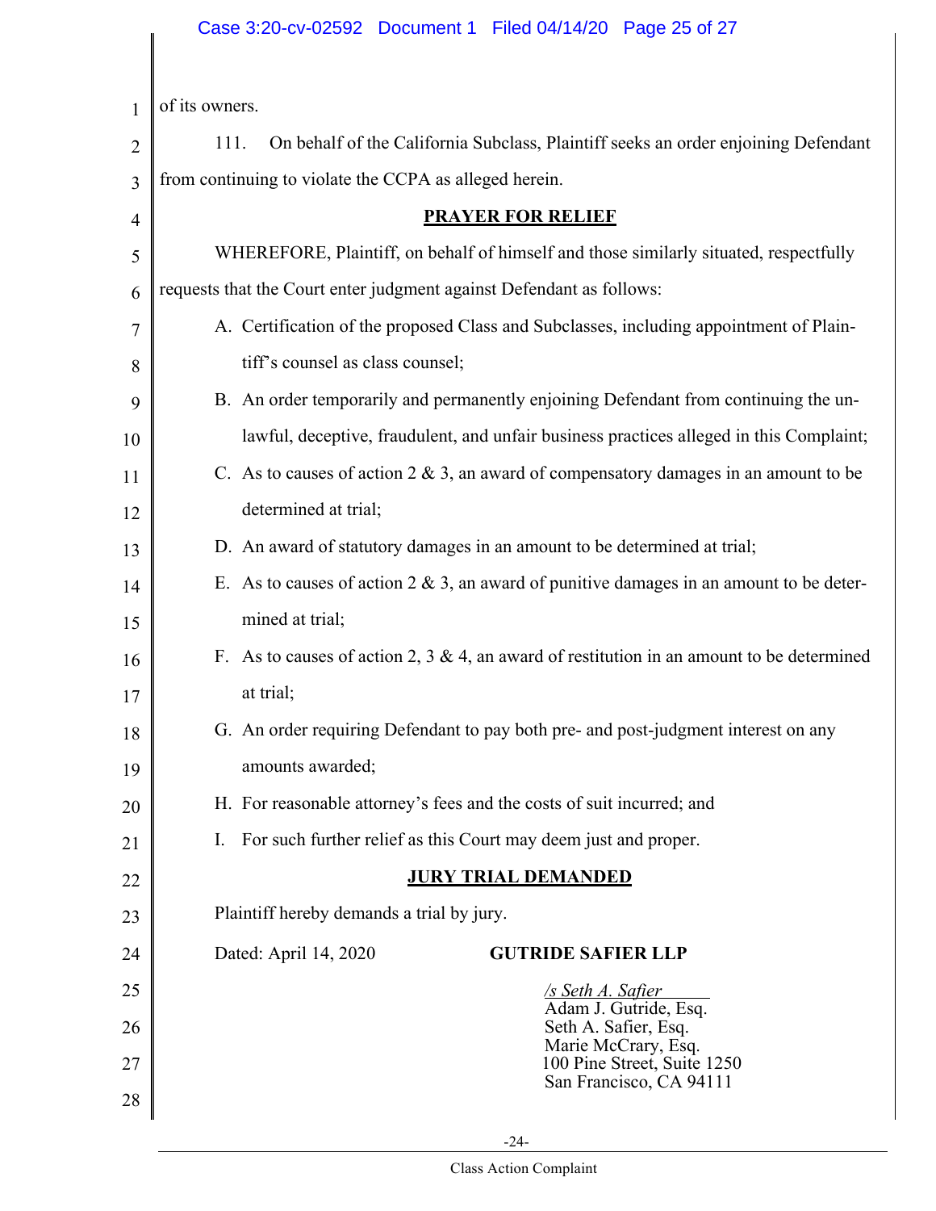of its owners.

111. On behalf of the California Subclass, Plaintiff seeks an order enjoining Defendant from continuing to violate the CCPA as alleged herein.

## PRAYER FOR RELIEF

WHEREFORE, Plaintiff, on behalf of himself and those similarly situated, respectfully requests that the Court enter judgment against Defendant as follows:

A. Certification of the proposed Class and Subclasses, including appointment of Plaintiff's counsel as class counsel;

B. An order temporarily and permanently enjoining Defendant from continuing the unlawful, deceptive, fraudulent, and unfair business practices alleged in this Complaint;

C. As to causes of action 2 & 3, an award of compensatory damages in an amount to be determined at trial;

D. An award of statutory damages in an amount to be determined at trial;

E. As to causes of action 2 & 3, an award of punitive damages in an amount to be determined at trial;

F. As to causes of action 2, 3 & 4, an award of restitution in an amount to be determined at trial;

G. An order requiring Defendant to pay both pre- and post-judgment interest on any amounts awarded;

H. For reasonable attorney's fees and the costs of suit incurred; and

I. For such further relief as this Court may deem just and proper.

## JURY TRIAL DEMANDED

Plaintiff hereby demands a trial by jury.

Dated: April 14, 2020

**GUTRIDE SAFIER LLP**

*/s Seth A. Safier*
Adam J. Gutride, Esq.
Seth A. Safier, Esq.
Marie McCrary, Esq.
100 Pine Street, Suite 1250
San Francisco, CA 94111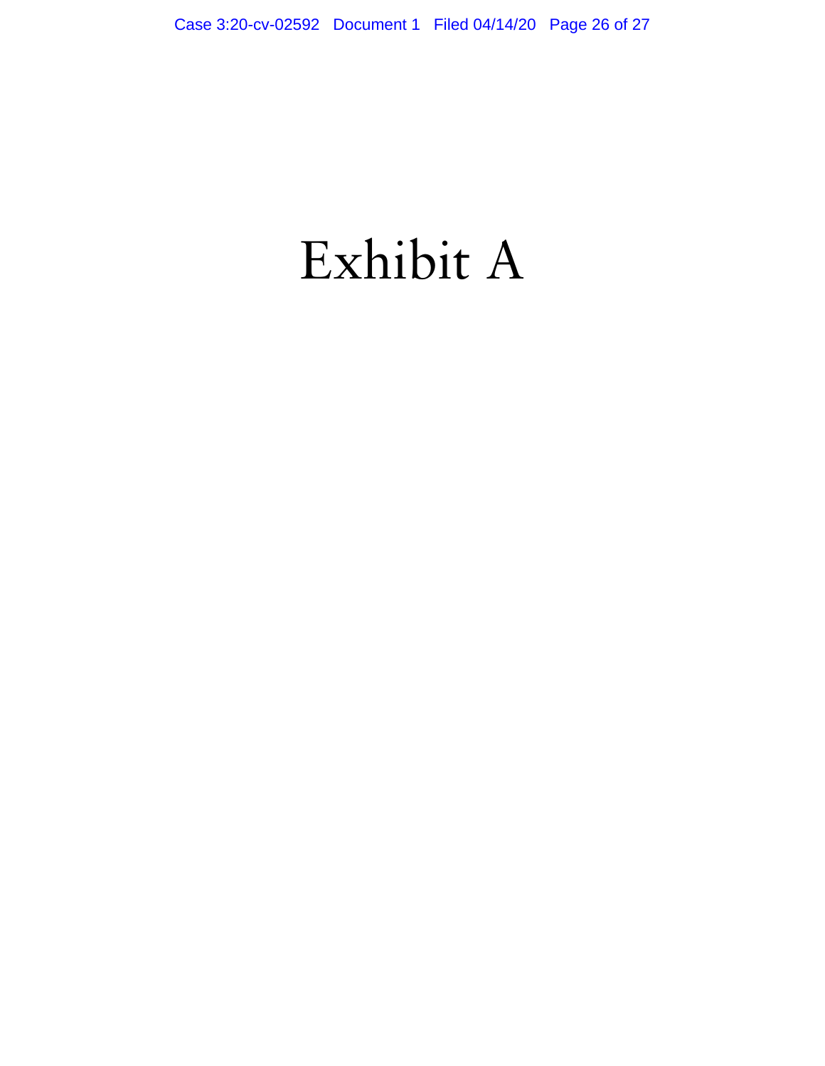# Exhibit A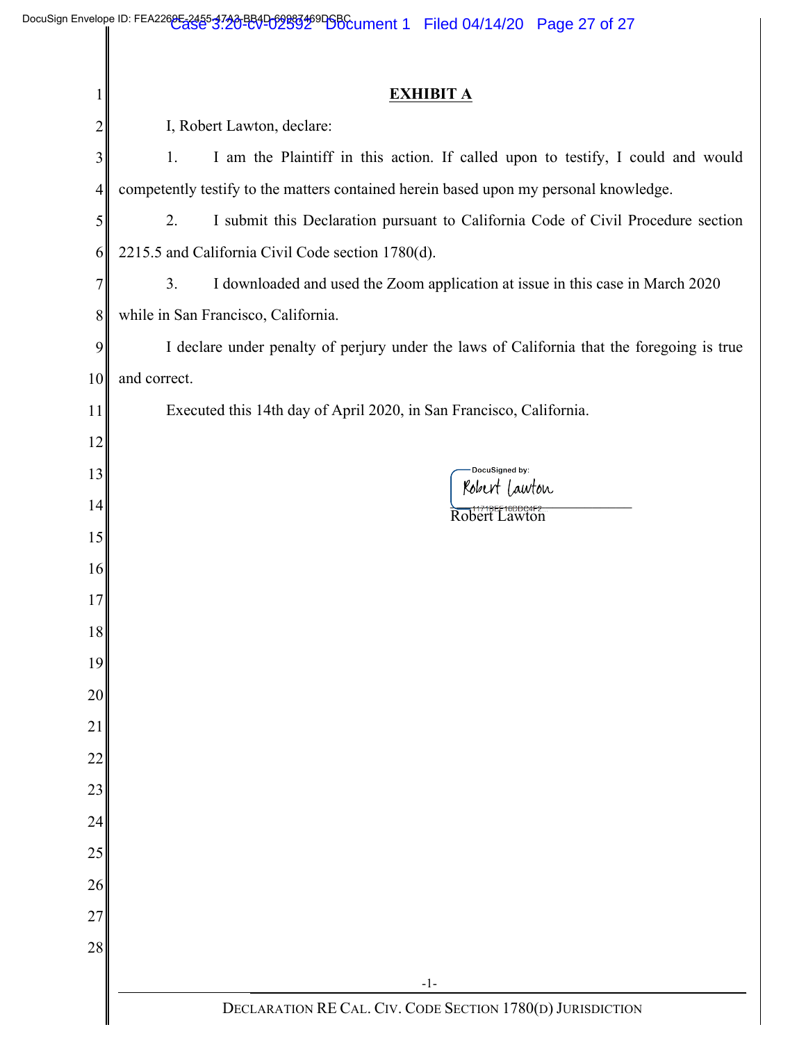**EXHIBIT A**

I, Robert Lawton, declare:

1. I am the Plaintiff in this action. If called upon to testify, I could and would competently testify to the matters contained herein based upon my personal knowledge.

2. I submit this Declaration pursuant to California Code of Civil Procedure section 2215.5 and California Civil Code section 1780(d).

3. I downloaded and used the Zoom application at issue in this case in March 2020 while in San Francisco, California.

I declare under penalty of perjury under the laws of California that the foregoing is true and correct.

Executed this 14th day of April 2020, in San Francisco, California.

DocuSigned by:
Robert Lawton
1171BFE16DDC4F2...

Robert Lawton

DECLARATION RE CAL. CIV. CODE SECTION 1780(D) JURISDICTION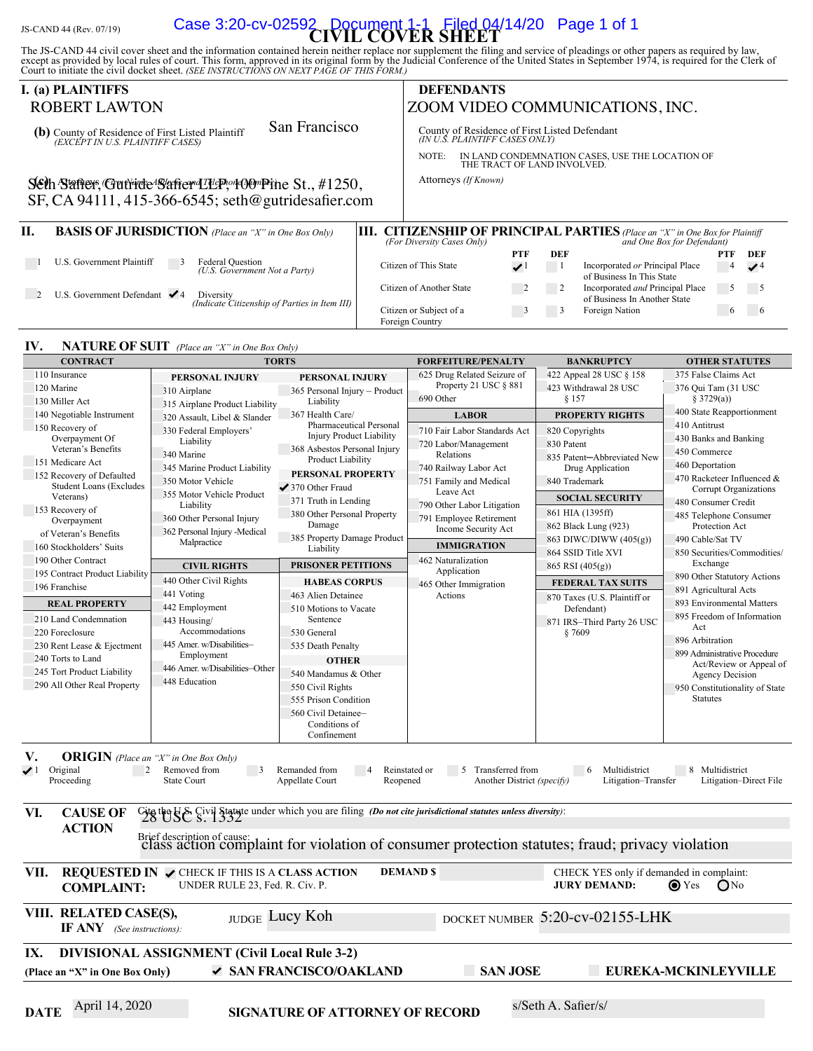JS-CAND 44 (Rev. 07/19)

# CIVIL COVER SHEET

The JS-CAND 44 civil cover sheet and the information contained herein neither replace nor supplement the filing and service of pleadings or other papers as required by law, except as provided by local rules of court. This form, approved in its original form by the Judicial Conference of the United States in September 1974, is required for the Clerk of Court to initiate the civil docket sheet. *(SEE INSTRUCTIONS ON NEXT PAGE OF THIS FORM.)*

## I. (a) PLAINTIFFS

ROBERT LAWTON

**(b)** County of Residence of First Listed Plaintiff: San Francisco
*(EXCEPT IN U.S. PLAINTIFF CASES)*

**(c)** Attorneys *(Firm Name, Address, and Telephone Number)*
Seth Safier, Gutride Safier LLP, 100 Pine St., #1250, SF, CA 94111, 415-366-6545; seth@gutridesafier.com

## DEFENDANTS

ZOOM VIDEO COMMUNICATIONS, INC.

County of Residence of First Listed Defendant
*(IN U.S. PLAINTIFF CASES ONLY)*

NOTE: IN LAND CONDEMNATION CASES, USE THE LOCATION OF THE TRACT OF LAND INVOLVED.

Attorneys *(If Known)*

## II. BASIS OF JURISDICTION *(Place an "X" in One Box Only)*

- ☐ 1 U.S. Government Plaintiff
- ☐ 3 Federal Question *(U.S. Government Not a Party)*
- ☐ 2 U.S. Government Defendant
- ✔ 4 Diversity *(Indicate Citizenship of Parties in Item III)*

## III. CITIZENSHIP OF PRINCIPAL PARTIES *(Place an "X" in One Box for Plaintiff and One Box for Defendant)*
*(For Diversity Cases Only)*

| | PTF | DEF | | PTF | DEF |
|---|---|---|---|---|---|
| Citizen of This State | ✔ 1 | 1 | Incorporated *or* Principal Place of Business In This State | 4 | ✔ 4 |
| Citizen of Another State | 2 | 2 | Incorporated *and* Principal Place of Business In Another State | 5 | 5 |
| Citizen or Subject of a Foreign Country | 3 | 3 | Foreign Nation | 6 | 6 |

## IV. NATURE OF SUIT *(Place an "X" in One Box Only)*

**CONTRACT**
- 110 Insurance
- 120 Marine
- 130 Miller Act
- 140 Negotiable Instrument
- 150 Recovery of Overpayment Of Veteran's Benefits
- 151 Medicare Act
- 152 Recovery of Defaulted Student Loans (Excludes Veterans)
- 153 Recovery of Overpayment of Veteran's Benefits
- 160 Stockholders' Suits
- 190 Other Contract
- 195 Contract Product Liability
- 196 Franchise

**REAL PROPERTY**
- 210 Land Condemnation
- 220 Foreclosure
- 230 Rent Lease & Ejectment
- 240 Torts to Land
- 245 Tort Product Liability
- 290 All Other Real Property

**TORTS**

**PERSONAL INJURY**
- 310 Airplane
- 315 Airplane Product Liability
- 320 Assault, Libel & Slander
- 330 Federal Employers' Liability
- 340 Marine
- 345 Marine Product Liability
- 350 Motor Vehicle
- 355 Motor Vehicle Product Liability
- 360 Other Personal Injury
- 362 Personal Injury -Medical Malpractice

**PERSONAL INJURY**
- 365 Personal Injury – Product Liability
- 367 Health Care/ Pharmaceutical Personal Injury Product Liability
- 368 Asbestos Personal Injury Product Liability

**PERSONAL PROPERTY**
- ✔ 370 Other Fraud
- 371 Truth in Lending
- 380 Other Personal Property Damage
- 385 Property Damage Product Liability

**CIVIL RIGHTS**
- 440 Other Civil Rights
- 441 Voting
- 442 Employment
- 443 Housing/ Accommodations
- 445 Amer. w/Disabilities–Employment
- 446 Amer. w/Disabilities–Other
- 448 Education

**PRISONER PETITIONS**

**HABEAS CORPUS**
- 463 Alien Detainee
- 510 Motions to Vacate Sentence
- 530 General
- 535 Death Penalty

**OTHER**
- 540 Mandamus & Other
- 550 Civil Rights
- 555 Prison Condition
- 560 Civil Detainee– Conditions of Confinement

**FORFEITURE/PENALTY**
- 625 Drug Related Seizure of Property 21 USC § 881
- 690 Other

**LABOR**
- 710 Fair Labor Standards Act
- 720 Labor/Management Relations
- 740 Railway Labor Act
- 751 Family and Medical Leave Act
- 790 Other Labor Litigation
- 791 Employee Retirement Income Security Act

**IMMIGRATION**
- 462 Naturalization Application
- 465 Other Immigration Actions

**BANKRUPTCY**
- 422 Appeal 28 USC § 158
- 423 Withdrawal 28 USC § 157

**PROPERTY RIGHTS**
- 820 Copyrights
- 830 Patent
- 835 Patent─Abbreviated New Drug Application
- 840 Trademark

**SOCIAL SECURITY**
- 861 HIA (1395ff)
- 862 Black Lung (923)
- 863 DIWC/DIWW (405(g))
- 864 SSID Title XVI
- 865 RSI (405(g))

**FEDERAL TAX SUITS**
- 870 Taxes (U.S. Plaintiff or Defendant)
- 871 IRS–Third Party 26 USC § 7609

**OTHER STATUTES**
- 375 False Claims Act
- 376 Qui Tam (31 USC § 3729(a))
- 400 State Reapportionment
- 410 Antitrust
- 430 Banks and Banking
- 450 Commerce
- 460 Deportation
- 470 Racketeer Influenced & Corrupt Organizations
- 480 Consumer Credit
- 485 Telephone Consumer Protection Act
- 490 Cable/Sat TV
- 850 Securities/Commodities/ Exchange
- 890 Other Statutory Actions
- 891 Agricultural Acts
- 893 Environmental Matters
- 895 Freedom of Information Act
- 896 Arbitration
- 899 Administrative Procedure Act/Review or Appeal of Agency Decision
- 950 Constitutionality of State Statutes

## V. ORIGIN *(Place an "X" in One Box Only)*

- ✔ 1 Original Proceeding
- 2 Removed from State Court
- 3 Remanded from Appellate Court
- 4 Reinstated or Reopened
- 5 Transferred from Another District *(specify)*
- 6 Multidistrict Litigation–Transfer
- 8 Multidistrict Litigation–Direct File

## VI. CAUSE OF ACTION

Cite the U.S. Civil Statute under which you are filing *(Do not cite jurisdictional statutes unless diversity)*: 28 USC s. 1332

Brief description of cause: class action complaint for violation of consumer protection statutes; fraud; privacy violation

## VII. REQUESTED IN COMPLAINT:

✔ CHECK IF THIS IS A **CLASS ACTION** UNDER RULE 23, Fed. R. Civ. P.

**DEMAND $**

CHECK YES only if demanded in complaint:
**JURY DEMAND:** ◉ Yes ○ No

## VIII. RELATED CASE(S), IF ANY *(See instructions)*:

JUDGE: Lucy Koh

DOCKET NUMBER: 5:20-cv-02155-LHK

## IX. DIVISIONAL ASSIGNMENT (Civil Local Rule 3-2)

**(Place an "X" in One Box Only)** ✔ **SAN FRANCISCO/OAKLAND** ☐ **SAN JOSE** ☐ **EUREKA-MCKINLEYVILLE**

**DATE** April 14, 2020 **SIGNATURE OF ATTORNEY OF RECORD** s/Seth A. Safier/s/